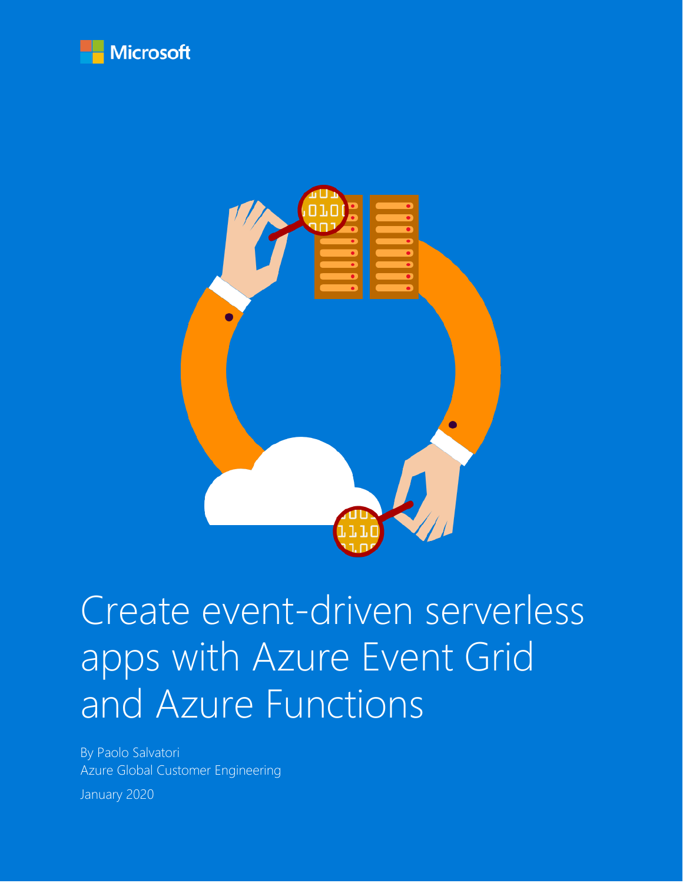Microsoft

# Create event-driven serverless apps with Azure Event Grid and Azure Functions

By Paolo Salvatori
Azure Global Customer Engineering

January 2020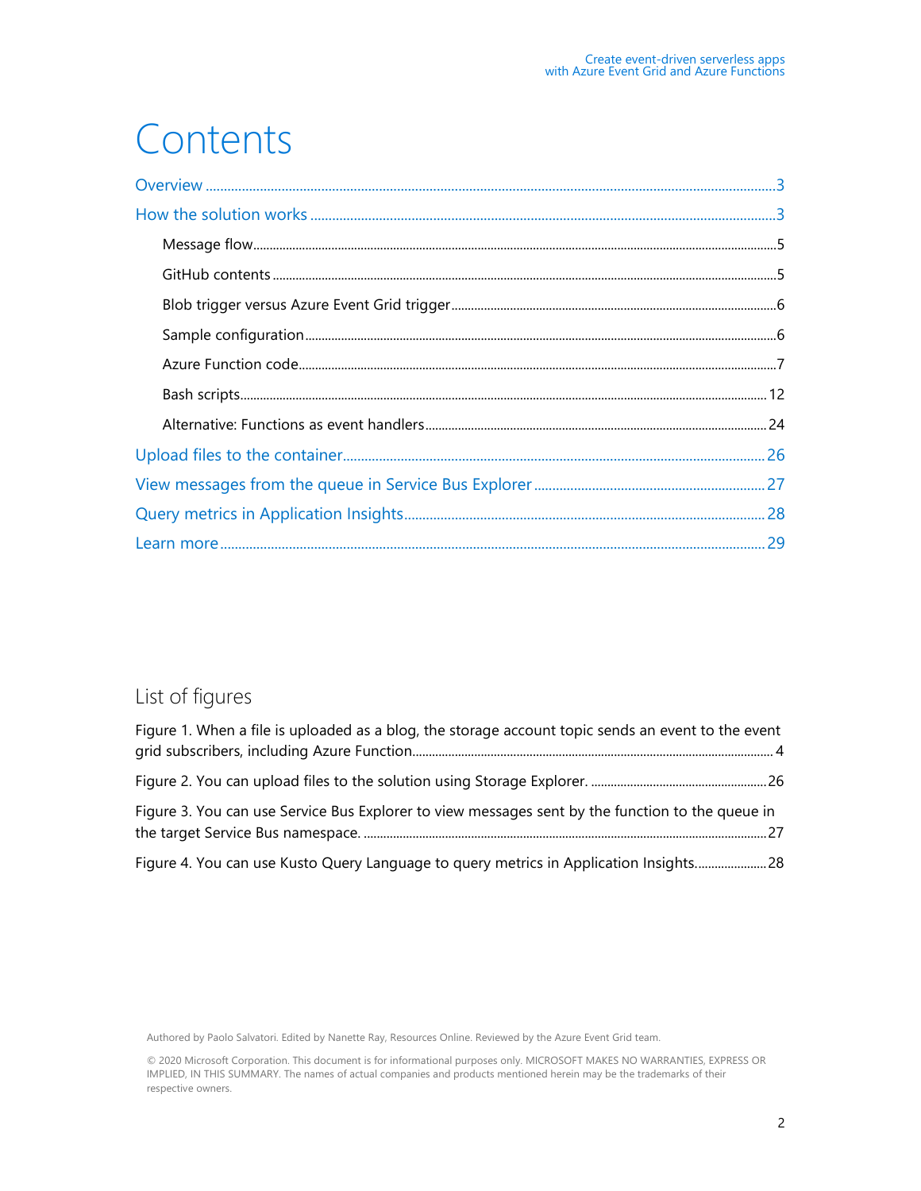# Contents

Overview ........................................................................ 3

How the solution works ........................................................ 3

- Message flow ................................................................. 5
- GitHub contents .............................................................. 5
- Blob trigger versus Azure Event Grid trigger ............................ 6
- Sample configuration ........................................................ 6
- Azure Function code ......................................................... 7
- Bash scripts ................................................................... 12
- Alternative: Functions as event handlers ................................. 24

Upload files to the container ................................................ 26

View messages from the queue in Service Bus Explorer ................... 27

Query metrics in Application Insights ....................................... 28

Learn more ........................................................................ 29

## List of figures

Figure 1. When a file is uploaded as a blog, the storage account topic sends an event to the event grid subscribers, including Azure Function ........................................ 4

Figure 2. You can upload files to the solution using Storage Explorer. .................... 26

Figure 3. You can use Service Bus Explorer to view messages sent by the function to the queue in the target Service Bus namespace. ................................................ 27

Figure 4. You can use Kusto Query Language to query metrics in Application Insights. ......... 28

Authored by Paolo Salvatori. Edited by Nanette Ray, Resources Online. Reviewed by the Azure Event Grid team.

© 2020 Microsoft Corporation. This document is for informational purposes only. MICROSOFT MAKES NO WARRANTIES, EXPRESS OR IMPLIED, IN THIS SUMMARY. The names of actual companies and products mentioned herein may be the trademarks of their respective owners.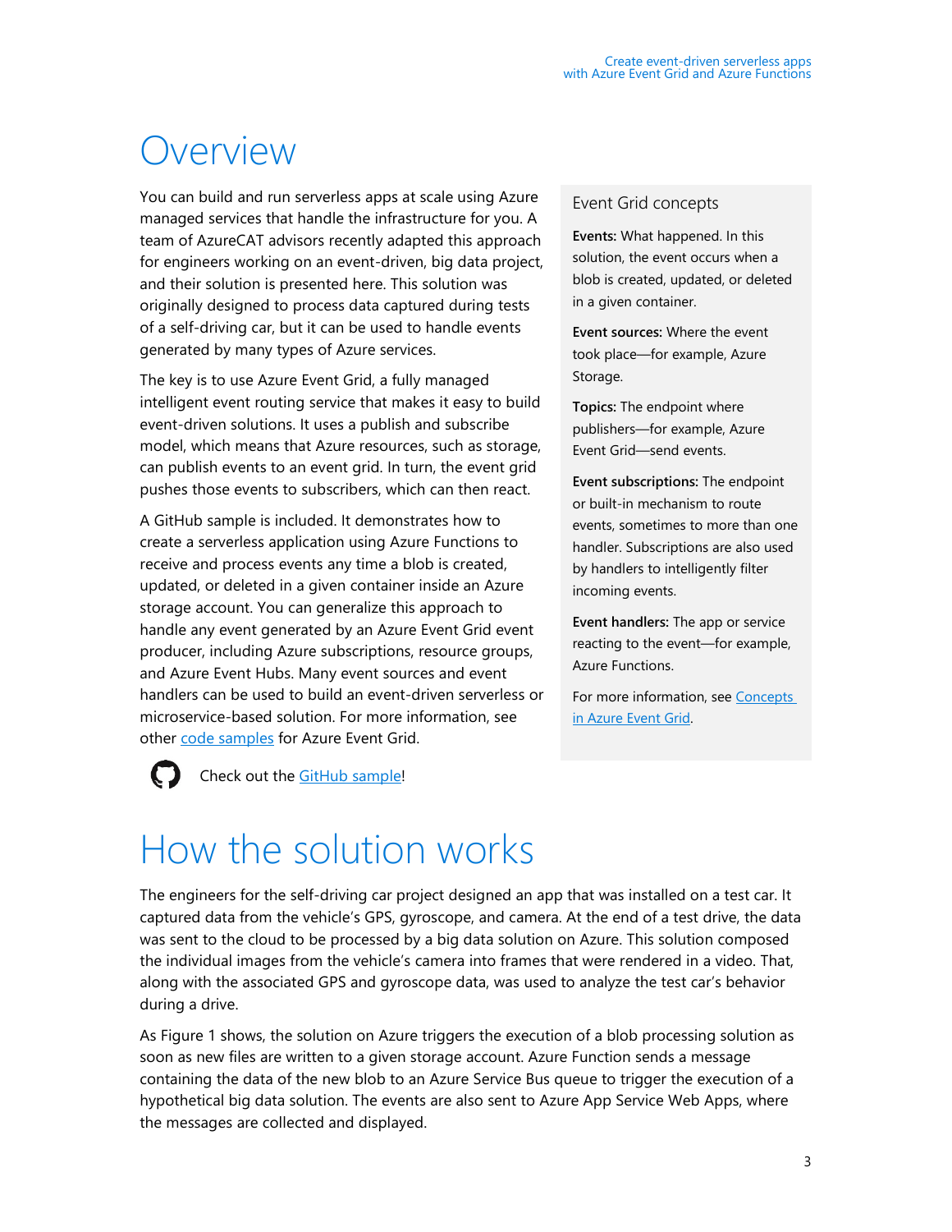# Overview

You can build and run serverless apps at scale using Azure managed services that handle the infrastructure for you. A team of AzureCAT advisors recently adapted this approach for engineers working on an event-driven, big data project, and their solution is presented here. This solution was originally designed to process data captured during tests of a self-driving car, but it can be used to handle events generated by many types of Azure services.

The key is to use Azure Event Grid, a fully managed intelligent event routing service that makes it easy to build event-driven solutions. It uses a publish and subscribe model, which means that Azure resources, such as storage, can publish events to an event grid. In turn, the event grid pushes those events to subscribers, which can then react.

A GitHub sample is included. It demonstrates how to create a serverless application using Azure Functions to receive and process events any time a blob is created, updated, or deleted in a given container inside an Azure storage account. You can generalize this approach to handle any event generated by an Azure Event Grid event producer, including Azure subscriptions, resource groups, and Azure Event Hubs. Many event sources and event handlers can be used to build an event-driven serverless or microservice-based solution. For more information, see other code samples for Azure Event Grid.

Check out the GitHub sample!

### Event Grid concepts

**Events:** What happened. In this solution, the event occurs when a blob is created, updated, or deleted in a given container.

**Event sources:** Where the event took place—for example, Azure Storage.

**Topics:** The endpoint where publishers—for example, Azure Event Grid—send events.

**Event subscriptions:** The endpoint or built-in mechanism to route events, sometimes to more than one handler. Subscriptions are also used by handlers to intelligently filter incoming events.

**Event handlers:** The app or service reacting to the event—for example, Azure Functions.

For more information, see Concepts in Azure Event Grid.

# How the solution works

The engineers for the self-driving car project designed an app that was installed on a test car. It captured data from the vehicle's GPS, gyroscope, and camera. At the end of a test drive, the data was sent to the cloud to be processed by a big data solution on Azure. This solution composed the individual images from the vehicle's camera into frames that were rendered in a video. That, along with the associated GPS and gyroscope data, was used to analyze the test car's behavior during a drive.

As Figure 1 shows, the solution on Azure triggers the execution of a blob processing solution as soon as new files are written to a given storage account. Azure Function sends a message containing the data of the new blob to an Azure Service Bus queue to trigger the execution of a hypothetical big data solution. The events are also sent to Azure App Service Web Apps, where the messages are collected and displayed.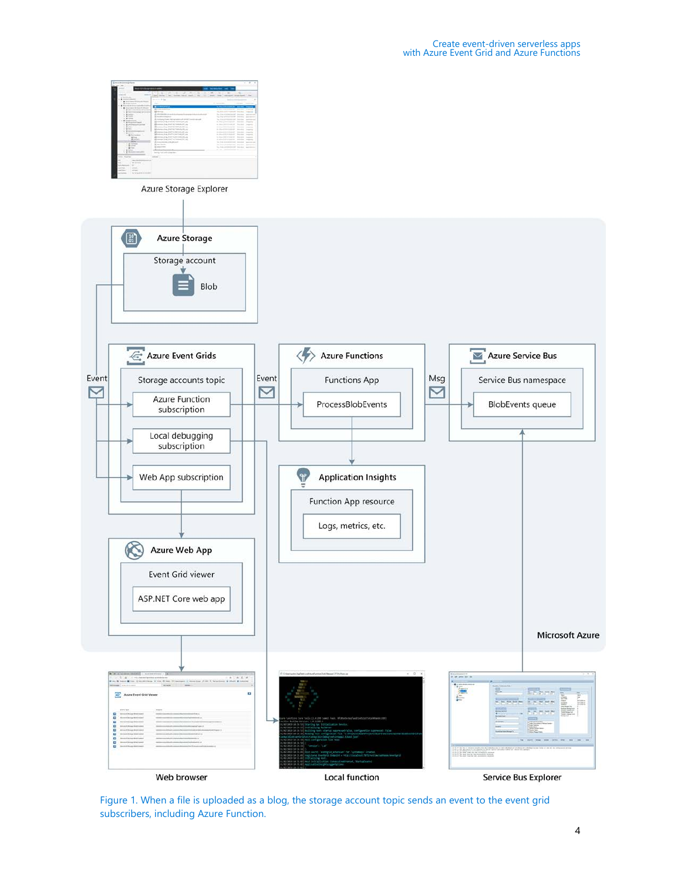Azure Storage Explorer

Azure Storage

Storage account

Blob

Event

Azure Event Grids

Storage accounts topic

Azure Function subscription

Local debugging subscription

Web App subscription

Event

Azure Functions

Functions App

ProcessBlobEvents

Msg

Azure Service Bus

Service Bus namespace

BlobEvents queue

Application Insights

Function App resource

Logs, metrics, etc.

Azure Web App

Event Grid viewer

ASP.NET Core web app

Microsoft Azure

Web browser

Local function

Service Bus Explorer

Figure 1. When a file is uploaded as a blog, the storage account topic sends an event to the event grid subscribers, including Azure Function.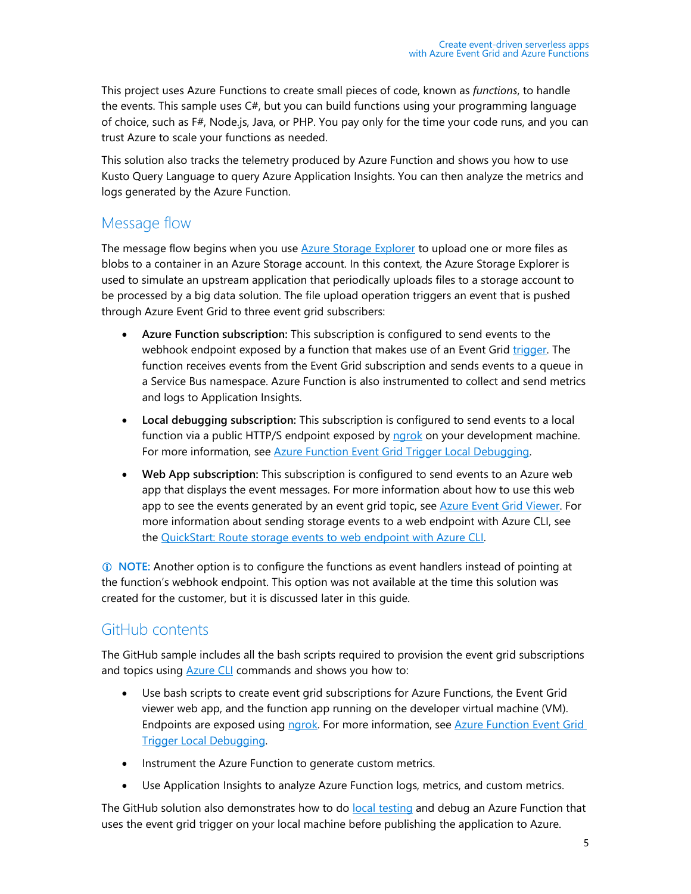This project uses Azure Functions to create small pieces of code, known as *functions*, to handle the events. This sample uses C#, but you can build functions using your programming language of choice, such as F#, Node.js, Java, or PHP. You pay only for the time your code runs, and you can trust Azure to scale your functions as needed.

This solution also tracks the telemetry produced by Azure Function and shows you how to use Kusto Query Language to query Azure Application Insights. You can then analyze the metrics and logs generated by the Azure Function.

## Message flow

The message flow begins when you use Azure Storage Explorer to upload one or more files as blobs to a container in an Azure Storage account. In this context, the Azure Storage Explorer is used to simulate an upstream application that periodically uploads files to a storage account to be processed by a big data solution. The file upload operation triggers an event that is pushed through Azure Event Grid to three event grid subscribers:

- **Azure Function subscription:** This subscription is configured to send events to the webhook endpoint exposed by a function that makes use of an Event Grid trigger. The function receives events from the Event Grid subscription and sends events to a queue in a Service Bus namespace. Azure Function is also instrumented to collect and send metrics and logs to Application Insights.
- **Local debugging subscription:** This subscription is configured to send events to a local function via a public HTTP/S endpoint exposed by ngrok on your development machine. For more information, see Azure Function Event Grid Trigger Local Debugging.
- **Web App subscription:** This subscription is configured to send events to an Azure web app that displays the event messages. For more information about how to use this web app to see the events generated by an event grid topic, see Azure Event Grid Viewer. For more information about sending storage events to a web endpoint with Azure CLI, see the QuickStart: Route storage events to web endpoint with Azure CLI.

ⓘ **NOTE:** Another option is to configure the functions as event handlers instead of pointing at the function's webhook endpoint. This option was not available at the time this solution was created for the customer, but it is discussed later in this guide.

## GitHub contents

The GitHub sample includes all the bash scripts required to provision the event grid subscriptions and topics using Azure CLI commands and shows you how to:

- Use bash scripts to create event grid subscriptions for Azure Functions, the Event Grid viewer web app, and the function app running on the developer virtual machine (VM). Endpoints are exposed using ngrok. For more information, see Azure Function Event Grid Trigger Local Debugging.
- Instrument the Azure Function to generate custom metrics.
- Use Application Insights to analyze Azure Function logs, metrics, and custom metrics.

The GitHub solution also demonstrates how to do local testing and debug an Azure Function that uses the event grid trigger on your local machine before publishing the application to Azure.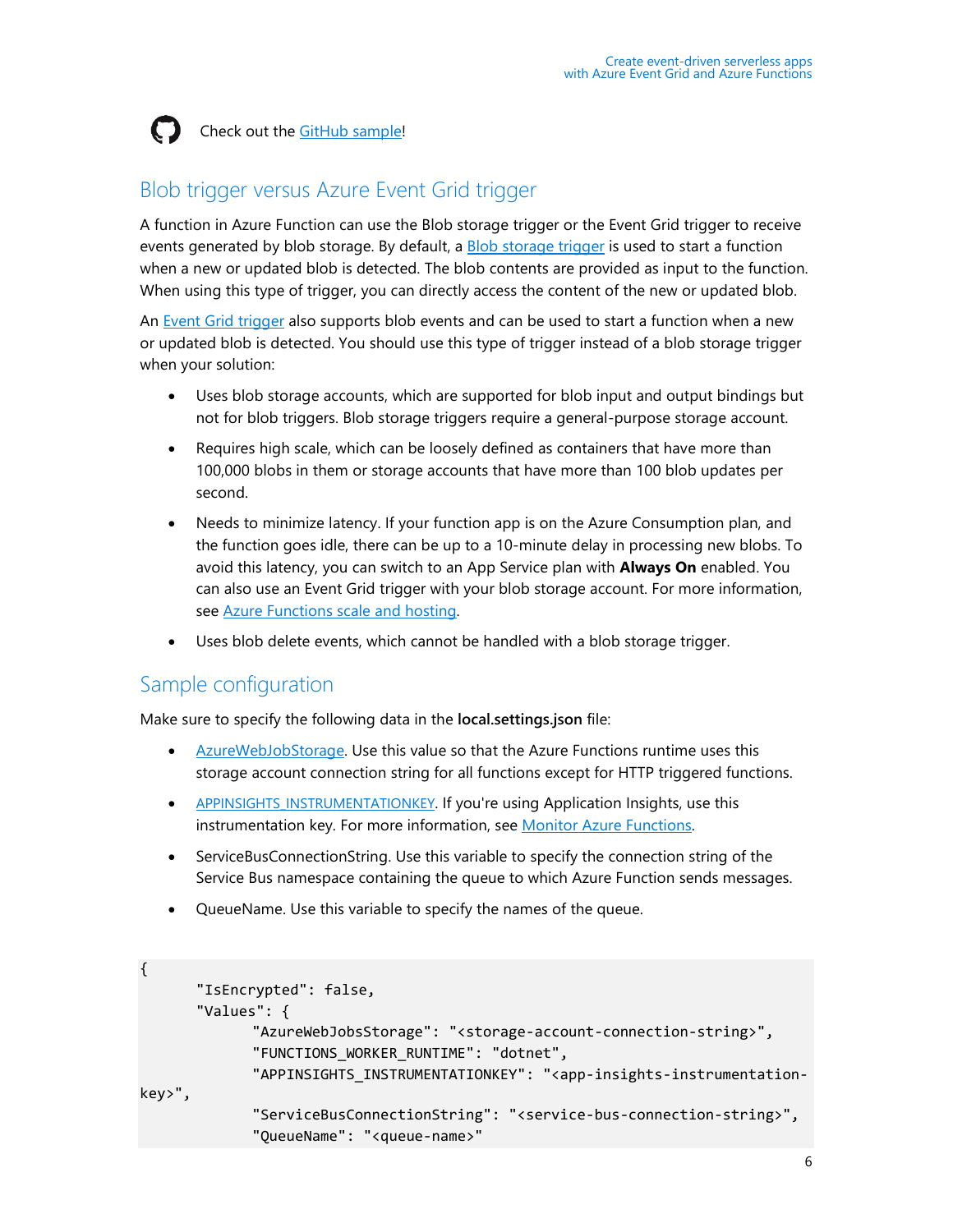Check out the [GitHub sample](#)!

## Blob trigger versus Azure Event Grid trigger

A function in Azure Function can use the Blob storage trigger or the Event Grid trigger to receive events generated by blob storage. By default, a [Blob storage trigger](#) is used to start a function when a new or updated blob is detected. The blob contents are provided as input to the function. When using this type of trigger, you can directly access the content of the new or updated blob.

An [Event Grid trigger](#) also supports blob events and can be used to start a function when a new or updated blob is detected. You should use this type of trigger instead of a blob storage trigger when your solution:

- Uses blob storage accounts, which are supported for blob input and output bindings but not for blob triggers. Blob storage triggers require a general-purpose storage account.
- Requires high scale, which can be loosely defined as containers that have more than 100,000 blobs in them or storage accounts that have more than 100 blob updates per second.
- Needs to minimize latency. If your function app is on the Azure Consumption plan, and the function goes idle, there can be up to a 10-minute delay in processing new blobs. To avoid this latency, you can switch to an App Service plan with **Always On** enabled. You can also use an Event Grid trigger with your blob storage account. For more information, see [Azure Functions scale and hosting](#).
- Uses blob delete events, which cannot be handled with a blob storage trigger.

## Sample configuration

Make sure to specify the following data in the **local.settings.json** file:

- [AzureWebJobStorage](#). Use this value so that the Azure Functions runtime uses this storage account connection string for all functions except for HTTP triggered functions.
- [APPINSIGHTS_INSTRUMENTATIONKEY](#). If you're using Application Insights, use this instrumentation key. For more information, see [Monitor Azure Functions](#).
- ServiceBusConnectionString. Use this variable to specify the connection string of the Service Bus namespace containing the queue to which Azure Function sends messages.
- QueueName. Use this variable to specify the names of the queue.

```
{
      "IsEncrypted": false,
      "Values": {
            "AzureWebJobsStorage": "<storage-account-connection-string>",
            "FUNCTIONS_WORKER_RUNTIME": "dotnet",
            "APPINSIGHTS_INSTRUMENTATIONKEY": "<app-insights-instrumentation-
key>",
            "ServiceBusConnectionString": "<service-bus-connection-string>",
            "QueueName": "<queue-name>"
```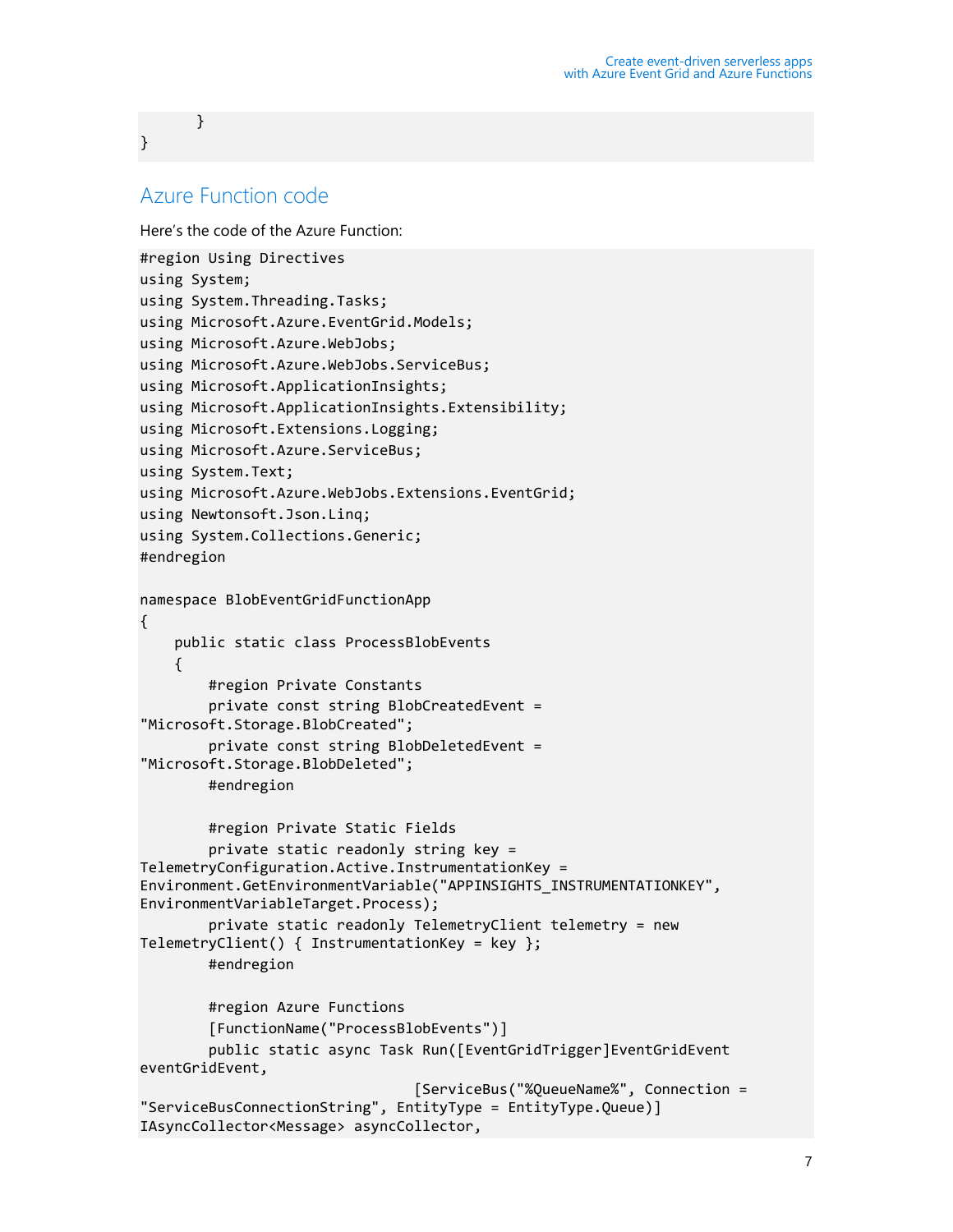```
        }
}
```

## Azure Function code

Here's the code of the Azure Function:

```
#region Using Directives
using System;
using System.Threading.Tasks;
using Microsoft.Azure.EventGrid.Models;
using Microsoft.Azure.WebJobs;
using Microsoft.Azure.WebJobs.ServiceBus;
using Microsoft.ApplicationInsights;
using Microsoft.ApplicationInsights.Extensibility;
using Microsoft.Extensions.Logging;
using Microsoft.Azure.ServiceBus;
using System.Text;
using Microsoft.Azure.WebJobs.Extensions.EventGrid;
using Newtonsoft.Json.Linq;
using System.Collections.Generic;
#endregion

namespace BlobEventGridFunctionApp
{
    public static class ProcessBlobEvents
    {
        #region Private Constants
        private const string BlobCreatedEvent =
"Microsoft.Storage.BlobCreated";
        private const string BlobDeletedEvent =
"Microsoft.Storage.BlobDeleted";
        #endregion

        #region Private Static Fields
        private static readonly string key =
TelemetryConfiguration.Active.InstrumentationKey =
Environment.GetEnvironmentVariable("APPINSIGHTS_INSTRUMENTATIONKEY",
EnvironmentVariableTarget.Process);
        private static readonly TelemetryClient telemetry = new
TelemetryClient() { InstrumentationKey = key };
        #endregion

        #region Azure Functions
        [FunctionName("ProcessBlobEvents")]
        public static async Task Run([EventGridTrigger]EventGridEvent
eventGridEvent,
                                [ServiceBus("%QueueName%", Connection =
"ServiceBusConnectionString", EntityType = EntityType.Queue)]
IAsyncCollector<Message> asyncCollector,
```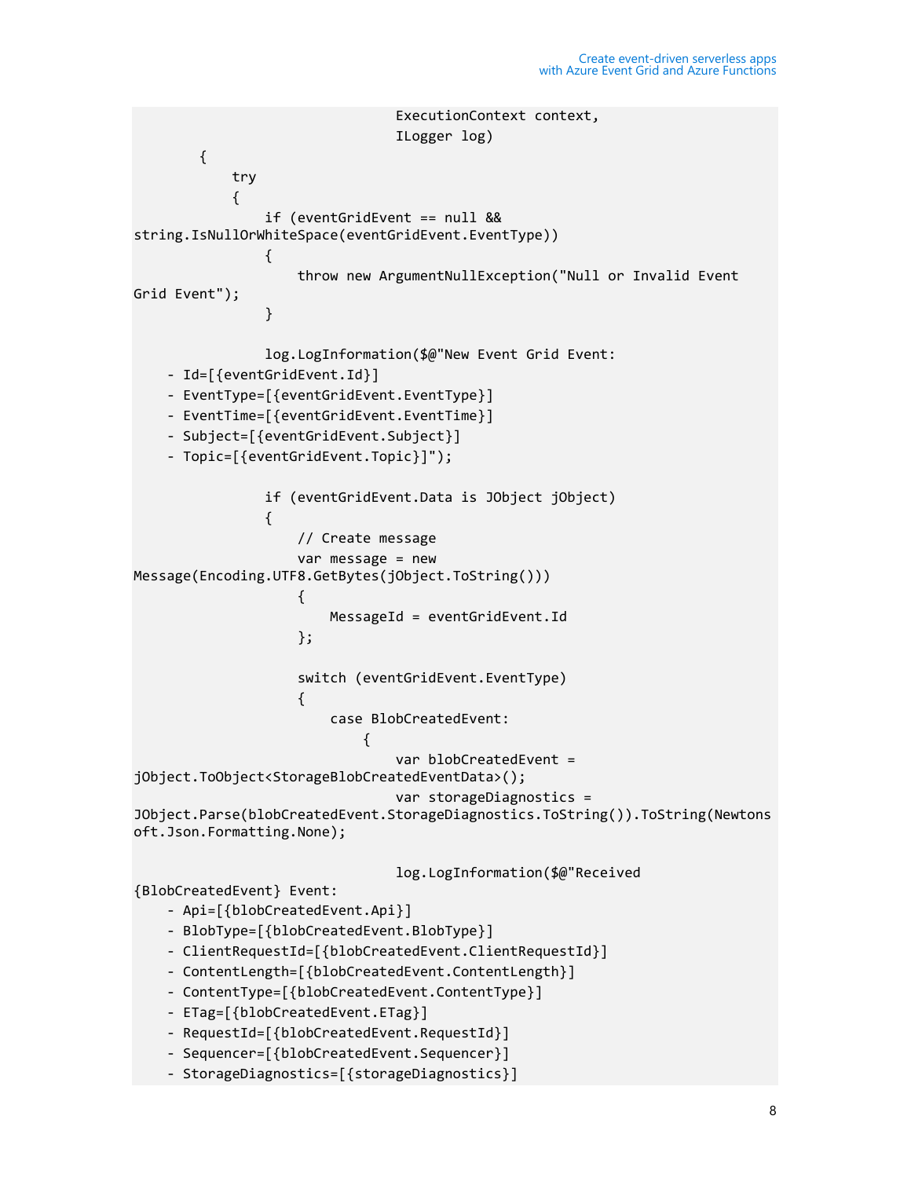```
                                ExecutionContext context,
                                ILogger log)
        {
            try
            {
                if (eventGridEvent == null &&
string.IsNullOrWhiteSpace(eventGridEvent.EventType))
                {
                    throw new ArgumentNullException("Null or Invalid Event
Grid Event");
                }

                log.LogInformation($@"New Event Grid Event:
    - Id=[{eventGridEvent.Id}]
    - EventType=[{eventGridEvent.EventType}]
    - EventTime=[{eventGridEvent.EventTime}]
    - Subject=[{eventGridEvent.Subject}]
    - Topic=[{eventGridEvent.Topic}]");

                if (eventGridEvent.Data is JObject jObject)
                {
                    // Create message
                    var message = new
Message(Encoding.UTF8.GetBytes(jObject.ToString()))
                    {
                        MessageId = eventGridEvent.Id
                    };

                    switch (eventGridEvent.EventType)
                    {
                        case BlobCreatedEvent:
                            {
                                var blobCreatedEvent =
jObject.ToObject<StorageBlobCreatedEventData>();
                                var storageDiagnostics =
JObject.Parse(blobCreatedEvent.StorageDiagnostics.ToString()).ToString(Newtons
oft.Json.Formatting.None);

                                log.LogInformation($@"Received
{BlobCreatedEvent} Event:
    - Api=[{blobCreatedEvent.Api}]
    - BlobType=[{blobCreatedEvent.BlobType}]
    - ClientRequestId=[{blobCreatedEvent.ClientRequestId}]
    - ContentLength=[{blobCreatedEvent.ContentLength}]
    - ContentType=[{blobCreatedEvent.ContentType}]
    - ETag=[{blobCreatedEvent.ETag}]
    - RequestId=[{blobCreatedEvent.RequestId}]
    - Sequencer=[{blobCreatedEvent.Sequencer}]
    - StorageDiagnostics=[{storageDiagnostics}]
```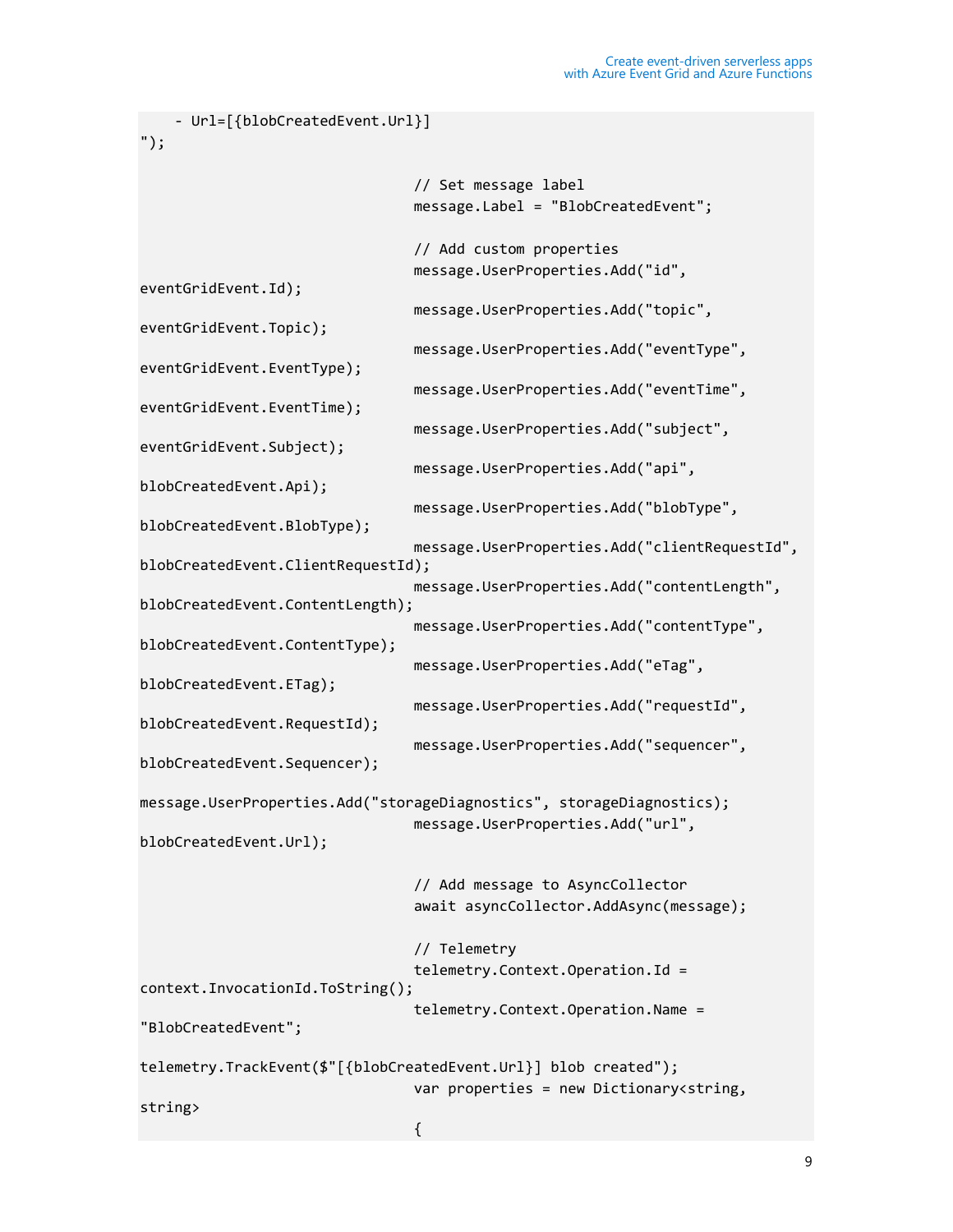```
    - Url=[{blobCreatedEvent.Url}]
");

                                // Set message label
                                message.Label = "BlobCreatedEvent";

                                // Add custom properties
                                message.UserProperties.Add("id",
eventGridEvent.Id);
                                message.UserProperties.Add("topic",
eventGridEvent.Topic);
                                message.UserProperties.Add("eventType",
eventGridEvent.EventType);
                                message.UserProperties.Add("eventTime",
eventGridEvent.EventTime);
                                message.UserProperties.Add("subject",
eventGridEvent.Subject);
                                message.UserProperties.Add("api",
blobCreatedEvent.Api);
                                message.UserProperties.Add("blobType",
blobCreatedEvent.BlobType);
                                message.UserProperties.Add("clientRequestId",
blobCreatedEvent.ClientRequestId);
                                message.UserProperties.Add("contentLength",
blobCreatedEvent.ContentLength);
                                message.UserProperties.Add("contentType",
blobCreatedEvent.ContentType);
                                message.UserProperties.Add("eTag",
blobCreatedEvent.ETag);
                                message.UserProperties.Add("requestId",
blobCreatedEvent.RequestId);
                                message.UserProperties.Add("sequencer",
blobCreatedEvent.Sequencer);

message.UserProperties.Add("storageDiagnostics", storageDiagnostics);
                                message.UserProperties.Add("url",
blobCreatedEvent.Url);

                                // Add message to AsyncCollector
                                await asyncCollector.AddAsync(message);

                                // Telemetry
                                telemetry.Context.Operation.Id =
context.InvocationId.ToString();
                                telemetry.Context.Operation.Name =
"BlobCreatedEvent";

telemetry.TrackEvent($"[{blobCreatedEvent.Url}] blob created");
                                var properties = new Dictionary<string,
string>
                                {
```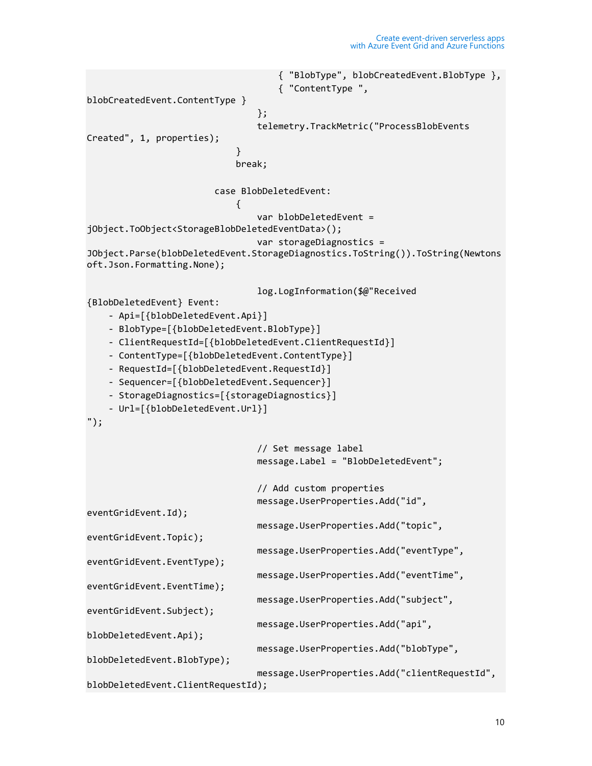```
                                { "BlobType", blobCreatedEvent.BlobType },
                                { "ContentType ",
blobCreatedEvent.ContentType }
                            };
                            telemetry.TrackMetric("ProcessBlobEvents
Created", 1, properties);
                        }
                        break;

                    case BlobDeletedEvent:
                        {
                            var blobDeletedEvent =
jObject.ToObject<StorageBlobDeletedEventData>();
                            var storageDiagnostics =
JObject.Parse(blobDeletedEvent.StorageDiagnostics.ToString()).ToString(Newtons
oft.Json.Formatting.None);

                            log.LogInformation($@"Received
{BlobDeletedEvent} Event:
    - Api=[{blobDeletedEvent.Api}]
    - BlobType=[{blobDeletedEvent.BlobType}]
    - ClientRequestId=[{blobDeletedEvent.ClientRequestId}]
    - ContentType=[{blobDeletedEvent.ContentType}]
    - RequestId=[{blobDeletedEvent.RequestId}]
    - Sequencer=[{blobDeletedEvent.Sequencer}]
    - StorageDiagnostics=[{storageDiagnostics}]
    - Url=[{blobDeletedEvent.Url}]
");

                            // Set message label
                            message.Label = "BlobDeletedEvent";

                            // Add custom properties
                            message.UserProperties.Add("id",
eventGridEvent.Id);
                            message.UserProperties.Add("topic",
eventGridEvent.Topic);
                            message.UserProperties.Add("eventType",
eventGridEvent.EventType);
                            message.UserProperties.Add("eventTime",
eventGridEvent.EventTime);
                            message.UserProperties.Add("subject",
eventGridEvent.Subject);
                            message.UserProperties.Add("api",
blobDeletedEvent.Api);
                            message.UserProperties.Add("blobType",
blobDeletedEvent.BlobType);
                            message.UserProperties.Add("clientRequestId",
blobDeletedEvent.ClientRequestId);
```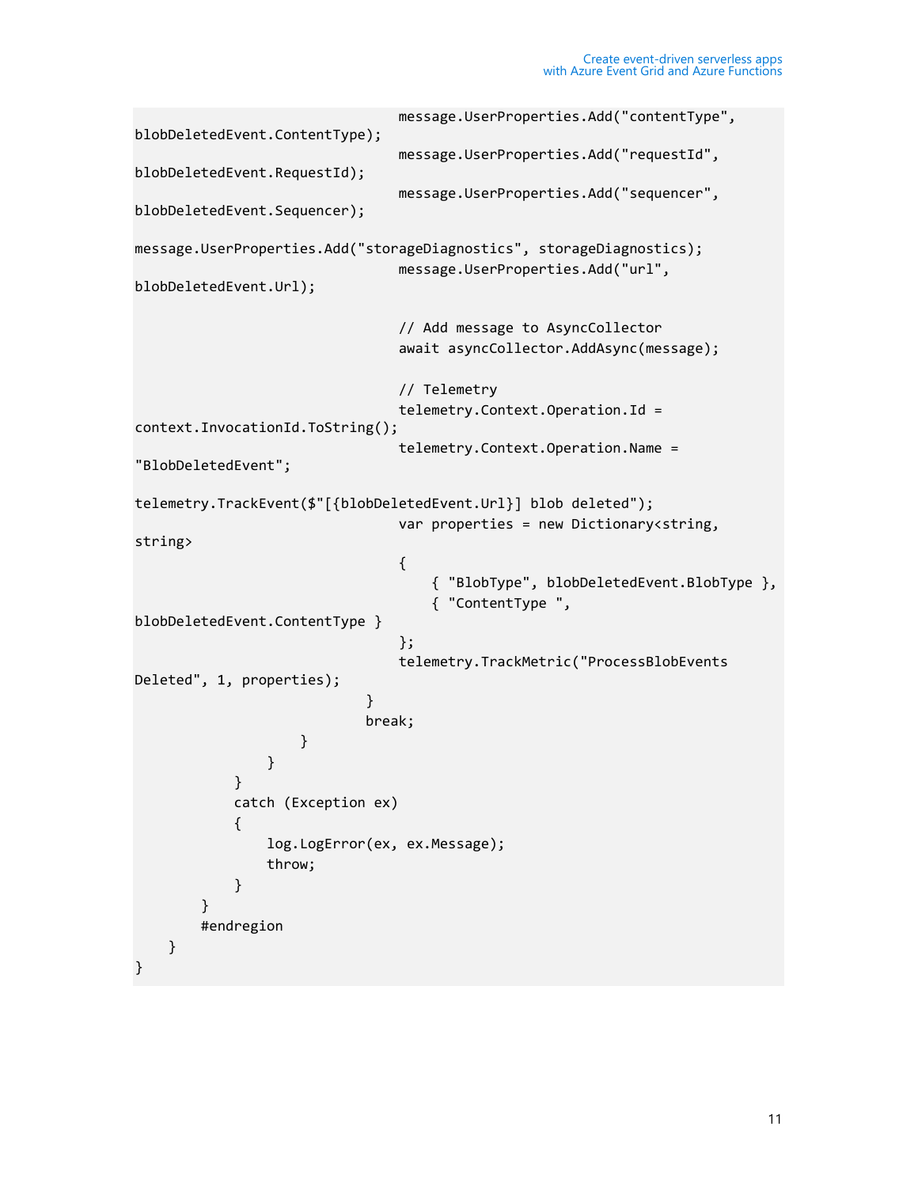```
                                message.UserProperties.Add("contentType",
blobDeletedEvent.ContentType);
                                message.UserProperties.Add("requestId",
blobDeletedEvent.RequestId);
                                message.UserProperties.Add("sequencer",
blobDeletedEvent.Sequencer);

message.UserProperties.Add("storageDiagnostics", storageDiagnostics);
                                message.UserProperties.Add("url",
blobDeletedEvent.Url);

                                // Add message to AsyncCollector
                                await asyncCollector.AddAsync(message);

                                // Telemetry
                                telemetry.Context.Operation.Id =
context.InvocationId.ToString();
                                telemetry.Context.Operation.Name =
"BlobDeletedEvent";

telemetry.TrackEvent($"[{blobDeletedEvent.Url}] blob deleted");
                                var properties = new Dictionary<string,
string>
                                {
                                    { "BlobType", blobDeletedEvent.BlobType },
                                    { "ContentType ",
blobDeletedEvent.ContentType }
                                };
                                telemetry.TrackMetric("ProcessBlobEvents
Deleted", 1, properties);
                            }
                            break;
                    }
                }
            }
            catch (Exception ex)
            {
                log.LogError(ex, ex.Message);
                throw;
            }
        }
        #endregion
    }
}
```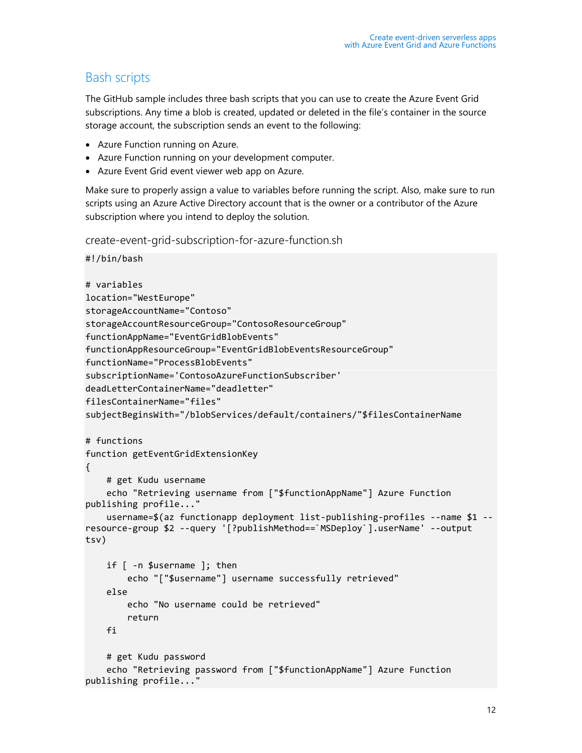## Bash scripts

The GitHub sample includes three bash scripts that you can use to create the Azure Event Grid subscriptions. Any time a blob is created, updated or deleted in the file's container in the source storage account, the subscription sends an event to the following:

- Azure Function running on Azure.
- Azure Function running on your development computer.
- Azure Event Grid event viewer web app on Azure.

Make sure to properly assign a value to variables before running the script. Also, make sure to run scripts using an Azure Active Directory account that is the owner or a contributor of the Azure subscription where you intend to deploy the solution.

### create-event-grid-subscription-for-azure-function.sh

```
#!/bin/bash

# variables
location="WestEurope"
storageAccountName="Contoso"
storageAccountResourceGroup="ContosoResourceGroup"
functionAppName="EventGridBlobEvents"
functionAppResourceGroup="EventGridBlobEventsResourceGroup"
functionName="ProcessBlobEvents"
subscriptionName='ContosoAzureFunctionSubscriber'
deadLetterContainerName="deadletter"
filesContainerName="files"
subjectBeginsWith="/blobServices/default/containers/"$filesContainerName

# functions
function getEventGridExtensionKey
{
    # get Kudu username
    echo "Retrieving username from ["$functionAppName"] Azure Function publishing profile..."
    username=$(az functionapp deployment list-publishing-profiles --name $1 --resource-group $2 --query '[?publishMethod==`MSDeploy`].userName' --output tsv)

    if [ -n $username ]; then
        echo "["$username"] username successfully retrieved"
    else
        echo "No username could be retrieved"
        return
    fi

    # get Kudu password
    echo "Retrieving password from ["$functionAppName"] Azure Function publishing profile..."
```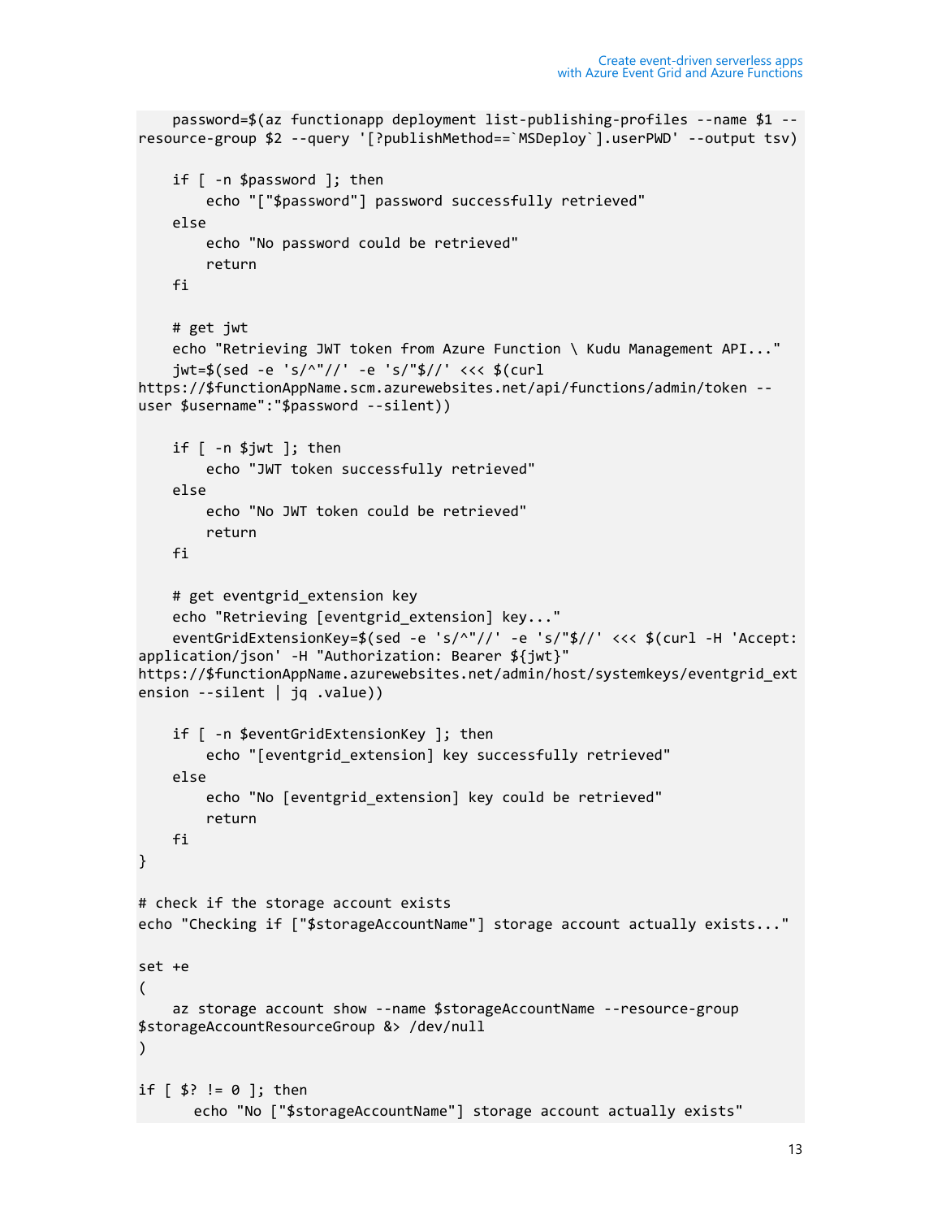```
    password=$(az functionapp deployment list-publishing-profiles --name $1 --
resource-group $2 --query '[?publishMethod==`MSDeploy`].userPWD' --output tsv)

    if [ -n $password ]; then
        echo "["$password"] password successfully retrieved"
    else
        echo "No password could be retrieved"
        return
    fi

    # get jwt
    echo "Retrieving JWT token from Azure Function \ Kudu Management API..."
    jwt=$(sed -e 's/^"//' -e 's/"$//' <<< $(curl
https://$functionAppName.scm.azurewebsites.net/api/functions/admin/token --
user $username":"$password --silent))

    if [ -n $jwt ]; then
        echo "JWT token successfully retrieved"
    else
        echo "No JWT token could be retrieved"
        return
    fi

    # get eventgrid_extension key
    echo "Retrieving [eventgrid_extension] key..."
    eventGridExtensionKey=$(sed -e 's/^"//' -e 's/"$//' <<< $(curl -H 'Accept:
application/json' -H "Authorization: Bearer ${jwt}"
https://$functionAppName.azurewebsites.net/admin/host/systemkeys/eventgrid_ext
ension --silent | jq .value))

    if [ -n $eventGridExtensionKey ]; then
        echo "[eventgrid_extension] key successfully retrieved"
    else
        echo "No [eventgrid_extension] key could be retrieved"
        return
    fi
}

# check if the storage account exists
echo "Checking if ["$storageAccountName"] storage account actually exists..."

set +e
(
    az storage account show --name $storageAccountName --resource-group
$storageAccountResourceGroup &> /dev/null
)

if [ $? != 0 ]; then
      echo "No ["$storageAccountName"] storage account actually exists"
```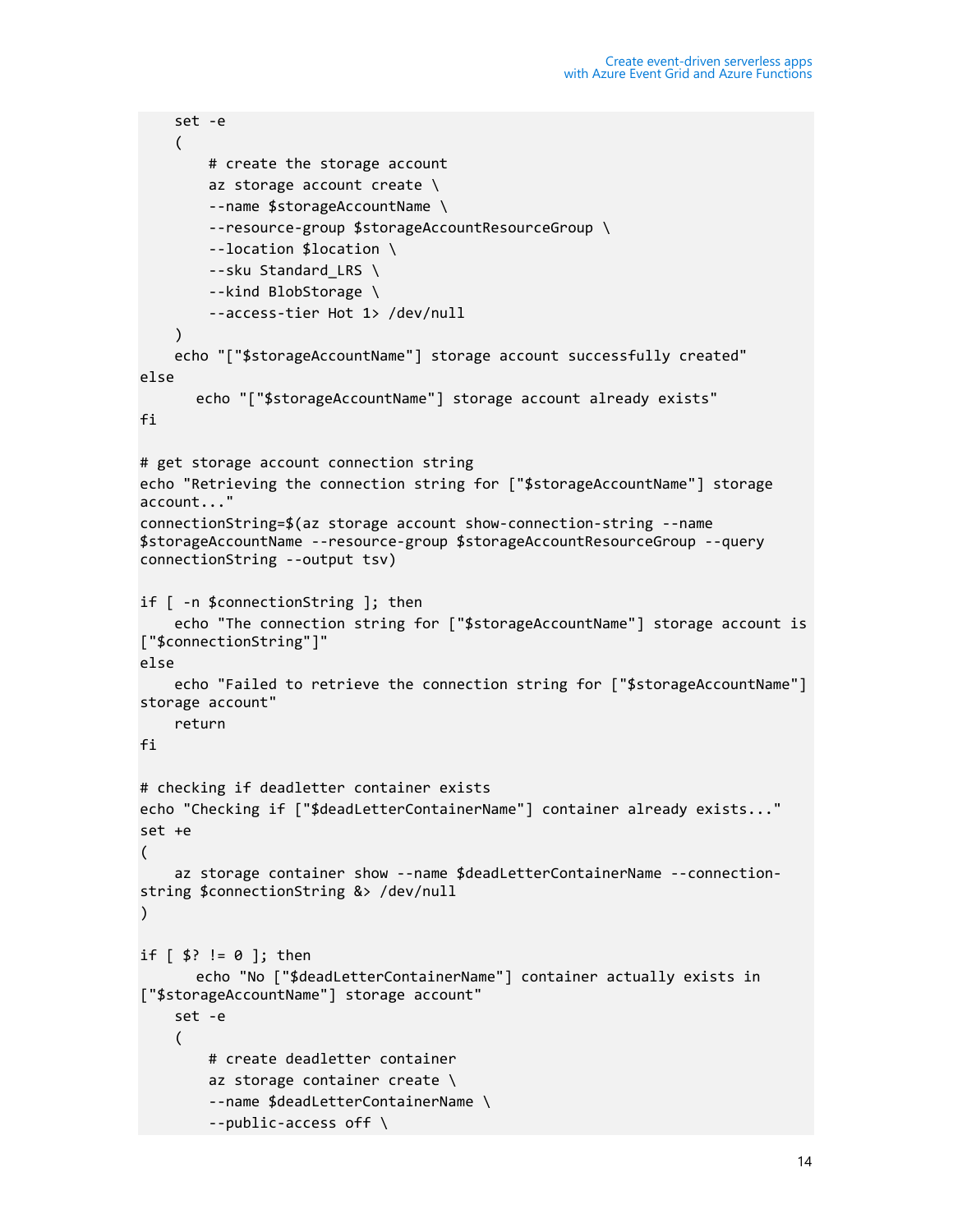```
    set -e
    (
        # create the storage account
        az storage account create \
        --name $storageAccountName \
        --resource-group $storageAccountResourceGroup \
        --location $location \
        --sku Standard_LRS \
        --kind BlobStorage \
        --access-tier Hot 1> /dev/null
    )
    echo "["$storageAccountName"] storage account successfully created"
else
      echo "["$storageAccountName"] storage account already exists"
fi

# get storage account connection string
echo "Retrieving the connection string for ["$storageAccountName"] storage
account..."
connectionString=$(az storage account show-connection-string --name
$storageAccountName --resource-group $storageAccountResourceGroup --query
connectionString --output tsv)

if [ -n $connectionString ]; then
    echo "The connection string for ["$storageAccountName"] storage account is
["$connectionString"]"
else
    echo "Failed to retrieve the connection string for ["$storageAccountName"]
storage account"
    return
fi

# checking if deadletter container exists
echo "Checking if ["$deadLetterContainerName"] container already exists..."
set +e
(
    az storage container show --name $deadLetterContainerName --connection-
string $connectionString &> /dev/null
)

if [ $? != 0 ]; then
      echo "No ["$deadLetterContainerName"] container actually exists in
["$storageAccountName"] storage account"
    set -e
    (
        # create deadletter container
        az storage container create \
        --name $deadLetterContainerName \
        --public-access off \
```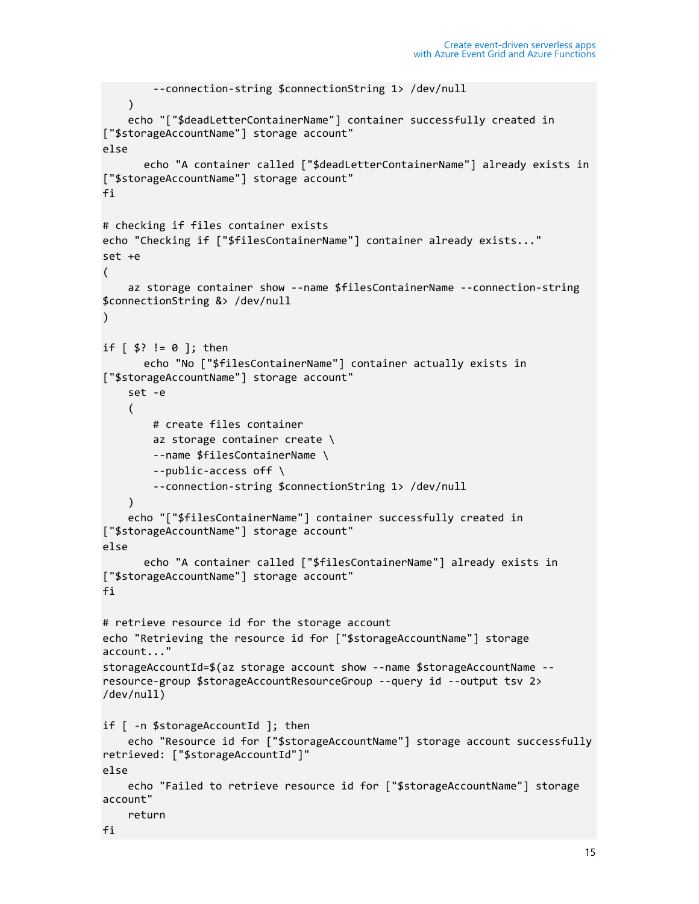```
        --connection-string $connectionString 1> /dev/null
    )
    echo "["$deadLetterContainerName"] container successfully created in
["$storageAccountName"] storage account"
else
      echo "A container called ["$deadLetterContainerName"] already exists in
["$storageAccountName"] storage account"
fi

# checking if files container exists
echo "Checking if ["$filesContainerName"] container already exists..."
set +e
(
    az storage container show --name $filesContainerName --connection-string
$connectionString &> /dev/null
)

if [ $? != 0 ]; then
      echo "No ["$filesContainerName"] container actually exists in
["$storageAccountName"] storage account"
    set -e
    (
        # create files container
        az storage container create \
        --name $filesContainerName \
        --public-access off \
        --connection-string $connectionString 1> /dev/null
    )
    echo "["$filesContainerName"] container successfully created in
["$storageAccountName"] storage account"
else
      echo "A container called ["$filesContainerName"] already exists in
["$storageAccountName"] storage account"
fi

# retrieve resource id for the storage account
echo "Retrieving the resource id for ["$storageAccountName"] storage
account..."
storageAccountId=$(az storage account show --name $storageAccountName --
resource-group $storageAccountResourceGroup --query id --output tsv 2>
/dev/null)

if [ -n $storageAccountId ]; then
    echo "Resource id for ["$storageAccountName"] storage account successfully
retrieved: ["$storageAccountId"]"
else
    echo "Failed to retrieve resource id for ["$storageAccountName"] storage
account"
    return
fi
```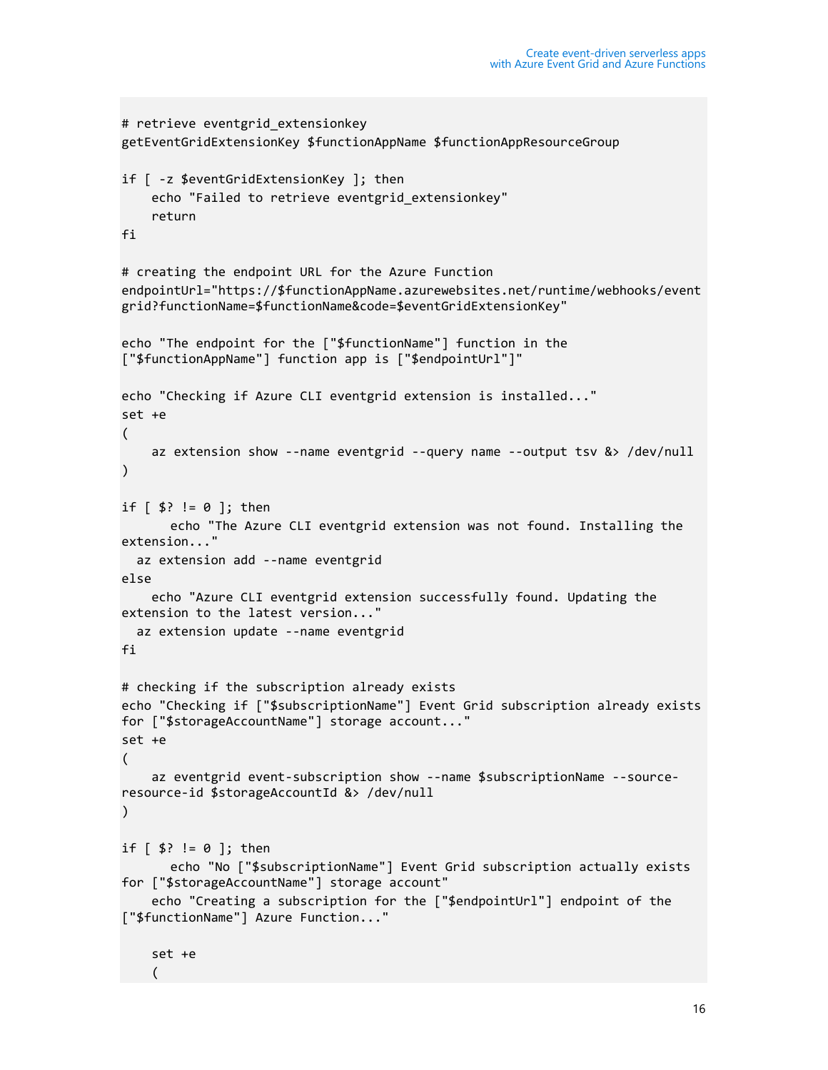```
# retrieve eventgrid_extensionkey
getEventGridExtensionKey $functionAppName $functionAppResourceGroup

if [ -z $eventGridExtensionKey ]; then
    echo "Failed to retrieve eventgrid_extensionkey"
    return
fi

# creating the endpoint URL for the Azure Function
endpointUrl="https://$functionAppName.azurewebsites.net/runtime/webhooks/eventgrid?functionName=$functionName&code=$eventGridExtensionKey"

echo "The endpoint for the ["$functionName"] function in the ["$functionAppName"] function app is ["$endpointUrl"]"

echo "Checking if Azure CLI eventgrid extension is installed..."
set +e
(
    az extension show --name eventgrid --query name --output tsv &> /dev/null
)

if [ $? != 0 ]; then
      echo "The Azure CLI eventgrid extension was not found. Installing the extension..."
  az extension add --name eventgrid
else
    echo "Azure CLI eventgrid extension successfully found. Updating the extension to the latest version..."
  az extension update --name eventgrid
fi

# checking if the subscription already exists
echo "Checking if ["$subscriptionName"] Event Grid subscription already exists for ["$storageAccountName"] storage account..."
set +e
(
    az eventgrid event-subscription show --name $subscriptionName --source-resource-id $storageAccountId &> /dev/null
)

if [ $? != 0 ]; then
      echo "No ["$subscriptionName"] Event Grid subscription actually exists for ["$storageAccountName"] storage account"
    echo "Creating a subscription for the ["$endpointUrl"] endpoint of the ["$functionName"] Azure Function..."

    set +e
    (
```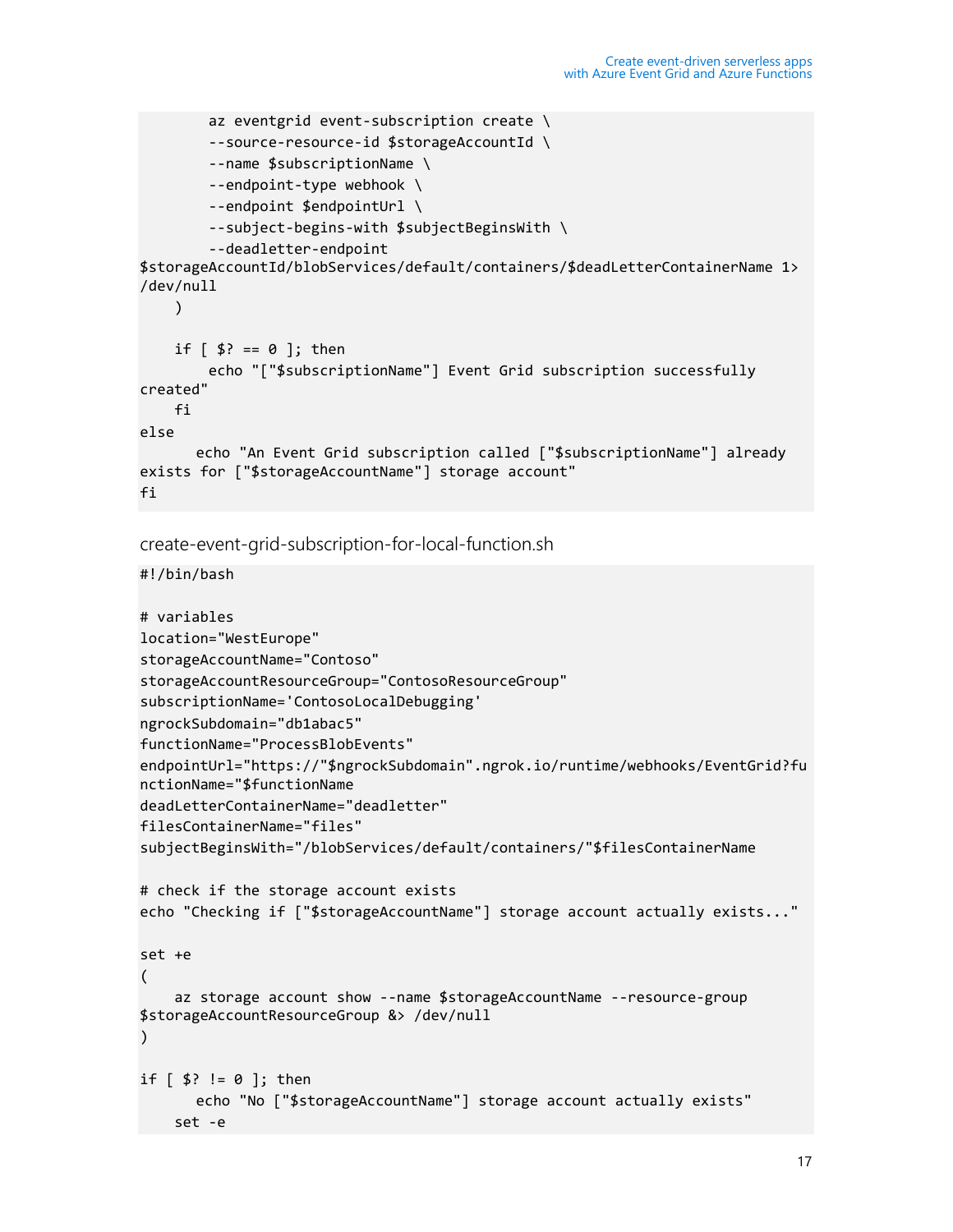```
        az eventgrid event-subscription create \
        --source-resource-id $storageAccountId \
        --name $subscriptionName \
        --endpoint-type webhook \
        --endpoint $endpointUrl \
        --subject-begins-with $subjectBeginsWith \
        --deadletter-endpoint
$storageAccountId/blobServices/default/containers/$deadLetterContainerName 1>
/dev/null
    )

    if [ $? == 0 ]; then
        echo "["$subscriptionName"] Event Grid subscription successfully
created"
    fi
else
      echo "An Event Grid subscription called ["$subscriptionName"] already
exists for ["$storageAccountName"] storage account"
fi
```

create-event-grid-subscription-for-local-function.sh

```
#!/bin/bash

# variables
location="WestEurope"
storageAccountName="Contoso"
storageAccountResourceGroup="ContosoResourceGroup"
subscriptionName='ContosoLocalDebugging'
ngrockSubdomain="db1abac5"
functionName="ProcessBlobEvents"
endpointUrl="https://"$ngrockSubdomain".ngrok.io/runtime/webhooks/EventGrid?fu
nctionName="$functionName
deadLetterContainerName="deadletter"
filesContainerName="files"
subjectBeginsWith="/blobServices/default/containers/"$filesContainerName

# check if the storage account exists
echo "Checking if ["$storageAccountName"] storage account actually exists..."

set +e
(
    az storage account show --name $storageAccountName --resource-group
$storageAccountResourceGroup &> /dev/null
)

if [ $? != 0 ]; then
      echo "No ["$storageAccountName"] storage account actually exists"
    set -e
```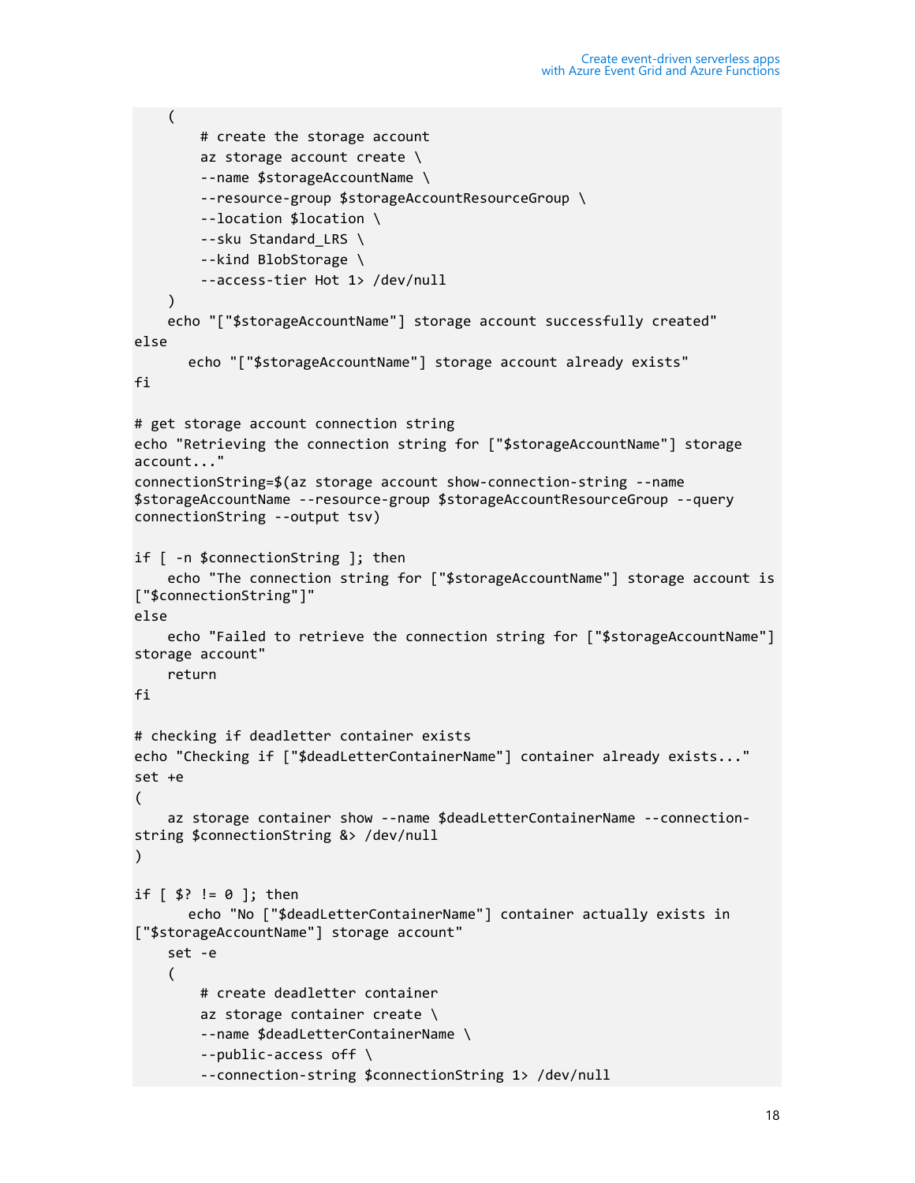```
    (
        # create the storage account
        az storage account create \
        --name $storageAccountName \
        --resource-group $storageAccountResourceGroup \
        --location $location \
        --sku Standard_LRS \
        --kind BlobStorage \
        --access-tier Hot 1> /dev/null
    )
    echo "["$storageAccountName"] storage account successfully created"
else
      echo "["$storageAccountName"] storage account already exists"
fi

# get storage account connection string
echo "Retrieving the connection string for ["$storageAccountName"] storage
account..."
connectionString=$(az storage account show-connection-string --name
$storageAccountName --resource-group $storageAccountResourceGroup --query
connectionString --output tsv)

if [ -n $connectionString ]; then
    echo "The connection string for ["$storageAccountName"] storage account is
["$connectionString"]"
else
    echo "Failed to retrieve the connection string for ["$storageAccountName"]
storage account"
    return
fi

# checking if deadletter container exists
echo "Checking if ["$deadLetterContainerName"] container already exists..."
set +e
(
    az storage container show --name $deadLetterContainerName --connection-
string $connectionString &> /dev/null
)

if [ $? != 0 ]; then
      echo "No ["$deadLetterContainerName"] container actually exists in
["$storageAccountName"] storage account"
    set -e
    (
        # create deadletter container
        az storage container create \
        --name $deadLetterContainerName \
        --public-access off \
        --connection-string $connectionString 1> /dev/null
```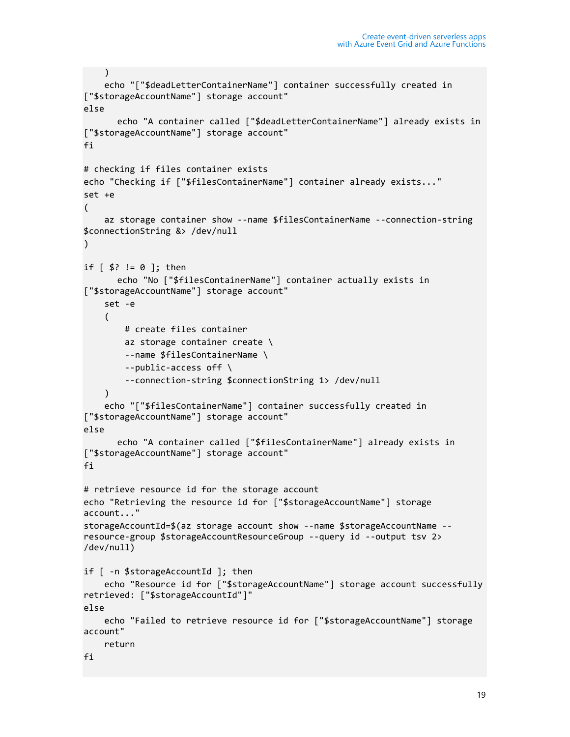```
    )
    echo "["$deadLetterContainerName"] container successfully created in
["$storageAccountName"] storage account"
else
      echo "A container called ["$deadLetterContainerName"] already exists in
["$storageAccountName"] storage account"
fi

# checking if files container exists
echo "Checking if ["$filesContainerName"] container already exists..."
set +e
(
    az storage container show --name $filesContainerName --connection-string
$connectionString &> /dev/null
)

if [ $? != 0 ]; then
      echo "No ["$filesContainerName"] container actually exists in
["$storageAccountName"] storage account"
    set -e
    (
        # create files container
        az storage container create \
        --name $filesContainerName \
        --public-access off \
        --connection-string $connectionString 1> /dev/null
    )
    echo "["$filesContainerName"] container successfully created in
["$storageAccountName"] storage account"
else
      echo "A container called ["$filesContainerName"] already exists in
["$storageAccountName"] storage account"
fi

# retrieve resource id for the storage account
echo "Retrieving the resource id for ["$storageAccountName"] storage
account..."
storageAccountId=$(az storage account show --name $storageAccountName --
resource-group $storageAccountResourceGroup --query id --output tsv 2>
/dev/null)

if [ -n $storageAccountId ]; then
    echo "Resource id for ["$storageAccountName"] storage account successfully
retrieved: ["$storageAccountId"]"
else
    echo "Failed to retrieve resource id for ["$storageAccountName"] storage
account"
    return
fi
```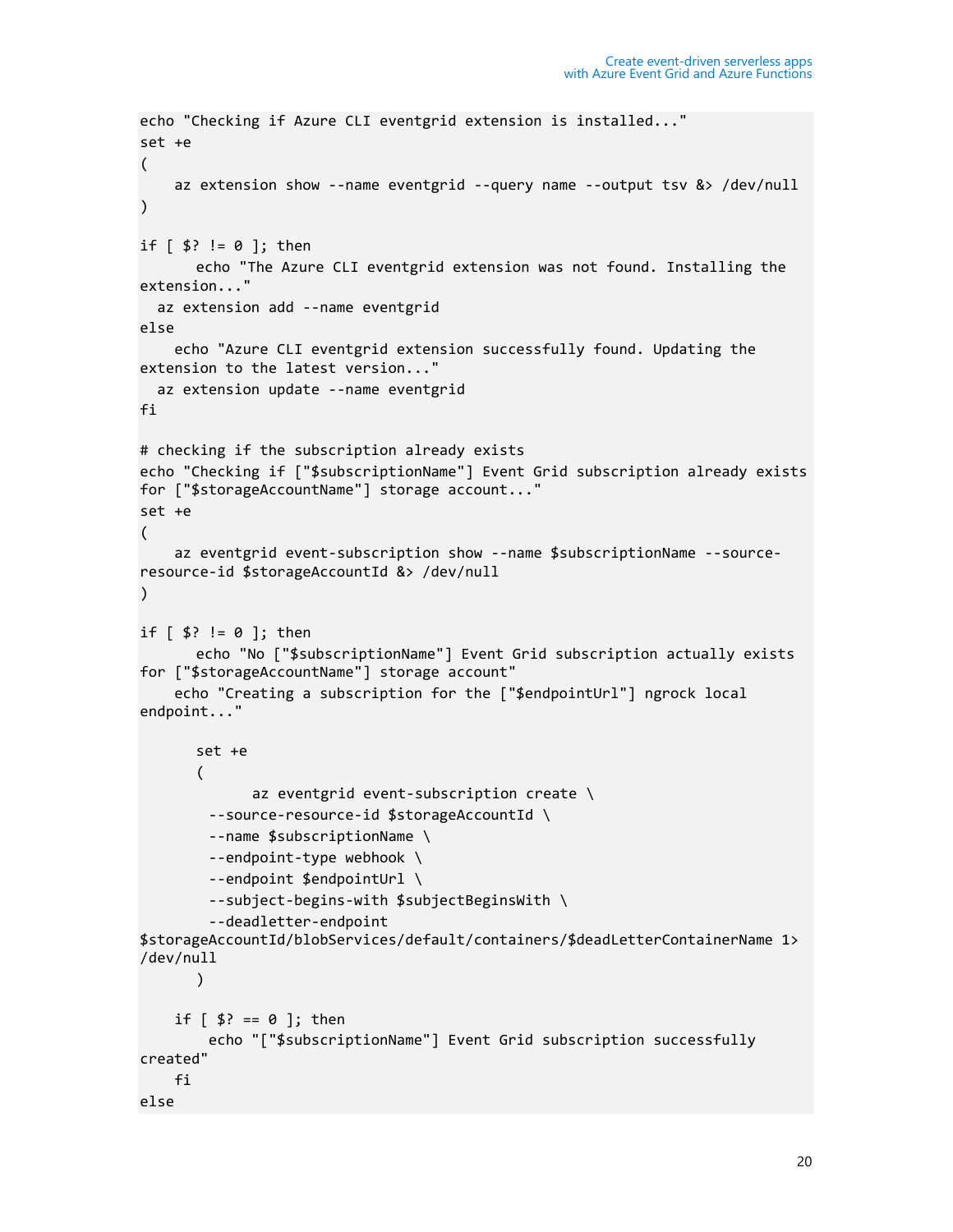```
echo "Checking if Azure CLI eventgrid extension is installed..."
set +e
(
    az extension show --name eventgrid --query name --output tsv &> /dev/null
)

if [ $? != 0 ]; then
      echo "The Azure CLI eventgrid extension was not found. Installing the
extension..."
  az extension add --name eventgrid
else
    echo "Azure CLI eventgrid extension successfully found. Updating the
extension to the latest version..."
  az extension update --name eventgrid
fi

# checking if the subscription already exists
echo "Checking if ["$subscriptionName"] Event Grid subscription already exists
for ["$storageAccountName"] storage account..."
set +e
(
    az eventgrid event-subscription show --name $subscriptionName --source-
resource-id $storageAccountId &> /dev/null
)

if [ $? != 0 ]; then
      echo "No ["$subscriptionName"] Event Grid subscription actually exists
for ["$storageAccountName"] storage account"
    echo "Creating a subscription for the ["$endpointUrl"] ngrock local
endpoint..."

      set +e
      (
            az eventgrid event-subscription create \
        --source-resource-id $storageAccountId \
        --name $subscriptionName \
        --endpoint-type webhook \
        --endpoint $endpointUrl \
        --subject-begins-with $subjectBeginsWith \
        --deadletter-endpoint
$storageAccountId/blobServices/default/containers/$deadLetterContainerName 1>
/dev/null
      )

    if [ $? == 0 ]; then
        echo "["$subscriptionName"] Event Grid subscription successfully
created"
    fi
else
```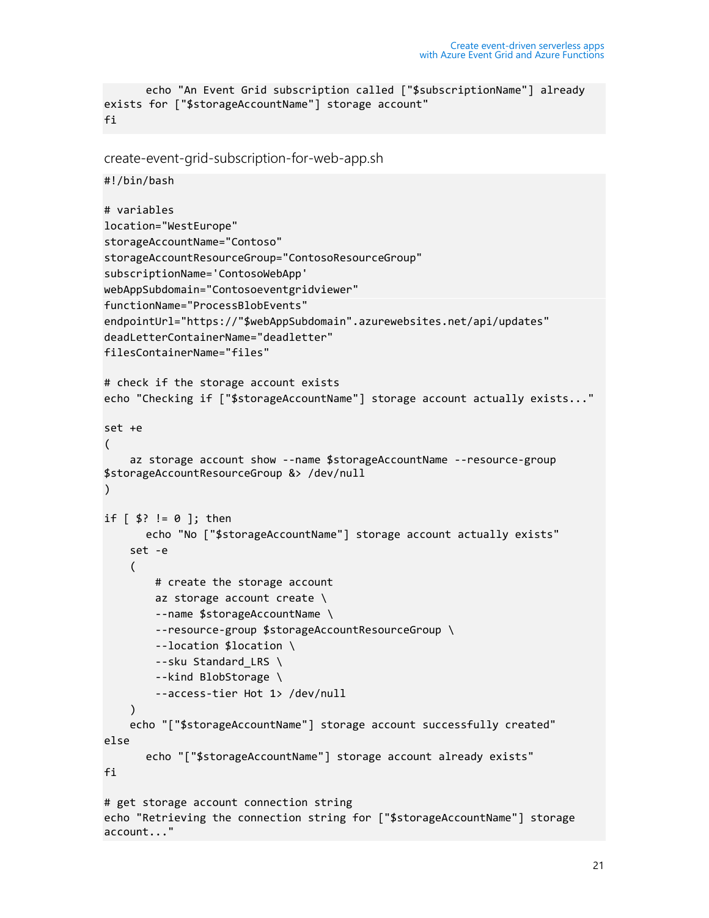```
    echo "An Event Grid subscription called ["$subscriptionName"] already
exists for ["$storageAccountName"] storage account"
fi
```

create-event-grid-subscription-for-web-app.sh

```
#!/bin/bash

# variables
location="WestEurope"
storageAccountName="Contoso"
storageAccountResourceGroup="ContosoResourceGroup"
subscriptionName='ContosoWebApp'
webAppSubdomain="Contosoeventgridviewer"
functionName="ProcessBlobEvents"
endpointUrl="https://"$webAppSubdomain".azurewebsites.net/api/updates"
deadLetterContainerName="deadletter"
filesContainerName="files"

# check if the storage account exists
echo "Checking if ["$storageAccountName"] storage account actually exists..."

set +e
(
    az storage account show --name $storageAccountName --resource-group
$storageAccountResourceGroup &> /dev/null
)

if [ $? != 0 ]; then
    echo "No ["$storageAccountName"] storage account actually exists"
    set -e
    (
        # create the storage account
        az storage account create \
        --name $storageAccountName \
        --resource-group $storageAccountResourceGroup \
        --location $location \
        --sku Standard_LRS \
        --kind BlobStorage \
        --access-tier Hot 1> /dev/null
    )
    echo "["$storageAccountName"] storage account successfully created"
else
    echo "["$storageAccountName"] storage account already exists"
fi

# get storage account connection string
echo "Retrieving the connection string for ["$storageAccountName"] storage
account..."
```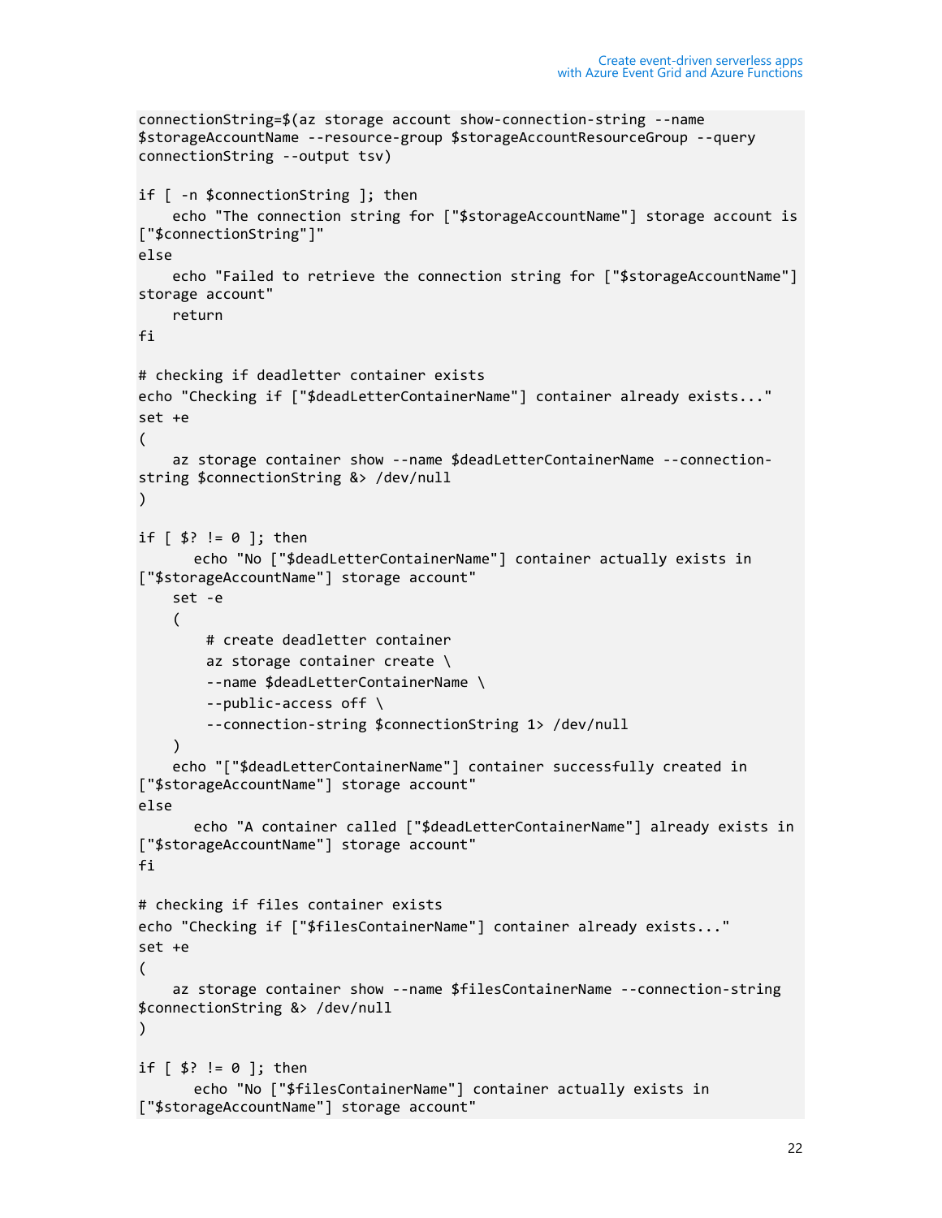```
connectionString=$(az storage account show-connection-string --name
$storageAccountName --resource-group $storageAccountResourceGroup --query
connectionString --output tsv)

if [ -n $connectionString ]; then
    echo "The connection string for ["$storageAccountName"] storage account is
["$connectionString"]"
else
    echo "Failed to retrieve the connection string for ["$storageAccountName"]
storage account"
    return
fi

# checking if deadletter container exists
echo "Checking if ["$deadLetterContainerName"] container already exists..."
set +e
(
    az storage container show --name $deadLetterContainerName --connection-
string $connectionString &> /dev/null
)

if [ $? != 0 ]; then
      echo "No ["$deadLetterContainerName"] container actually exists in
["$storageAccountName"] storage account"
    set -e
    (
        # create deadletter container
        az storage container create \
        --name $deadLetterContainerName \
        --public-access off \
        --connection-string $connectionString 1> /dev/null
    )
    echo "["$deadLetterContainerName"] container successfully created in
["$storageAccountName"] storage account"
else
      echo "A container called ["$deadLetterContainerName"] already exists in
["$storageAccountName"] storage account"
fi

# checking if files container exists
echo "Checking if ["$filesContainerName"] container already exists..."
set +e
(
    az storage container show --name $filesContainerName --connection-string
$connectionString &> /dev/null
)

if [ $? != 0 ]; then
      echo "No ["$filesContainerName"] container actually exists in
["$storageAccountName"] storage account"
```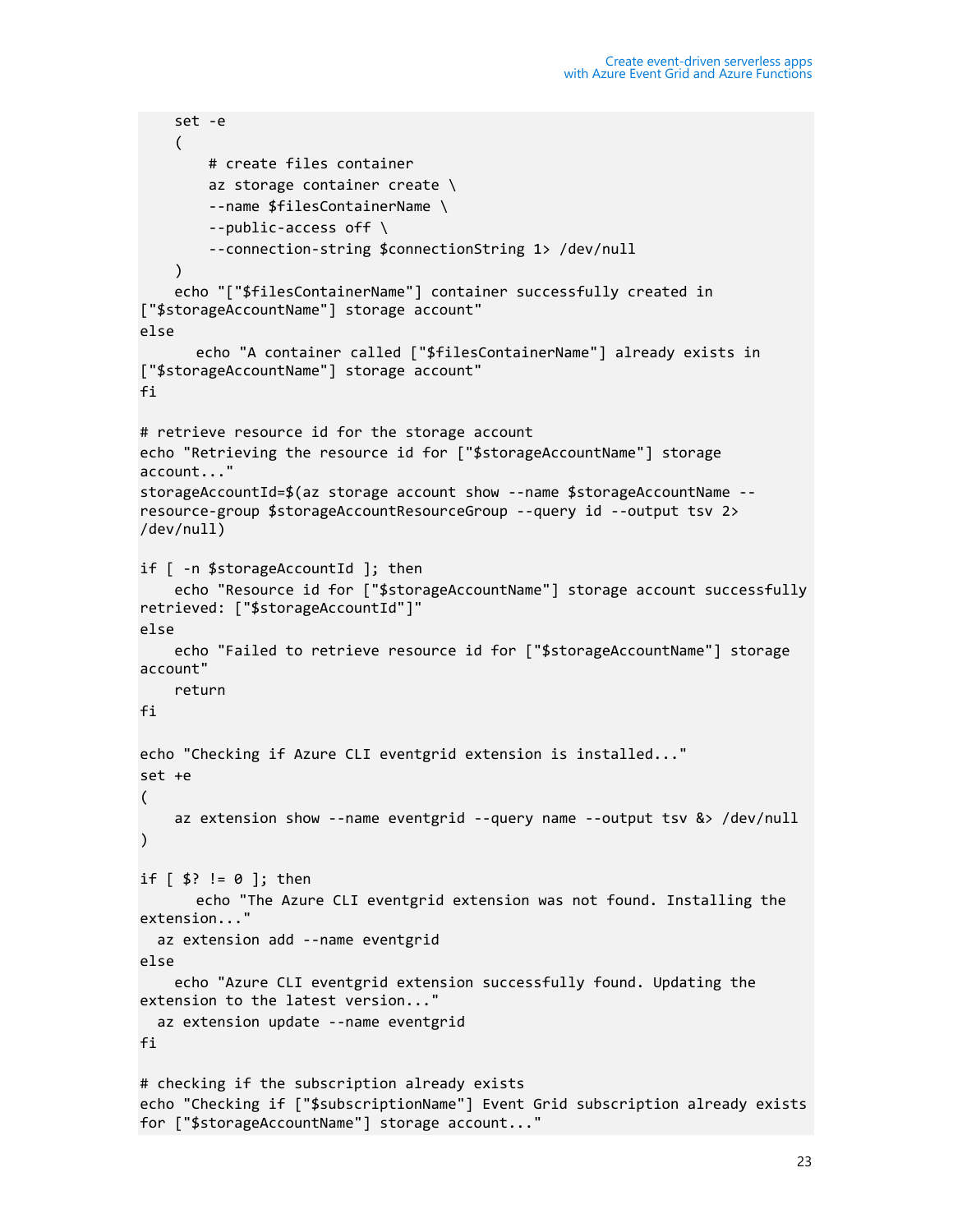```
    set -e
    (
        # create files container
        az storage container create \
        --name $filesContainerName \
        --public-access off \
        --connection-string $connectionString 1> /dev/null
    )
    echo "["$filesContainerName"] container successfully created in 
["$storageAccountName"] storage account"
else
      echo "A container called ["$filesContainerName"] already exists in 
["$storageAccountName"] storage account"
fi

# retrieve resource id for the storage account
echo "Retrieving the resource id for ["$storageAccountName"] storage 
account..."
storageAccountId=$(az storage account show --name $storageAccountName --
resource-group $storageAccountResourceGroup --query id --output tsv 2> 
/dev/null)

if [ -n $storageAccountId ]; then
    echo "Resource id for ["$storageAccountName"] storage account successfully 
retrieved: ["$storageAccountId"]"
else
    echo "Failed to retrieve resource id for ["$storageAccountName"] storage 
account"
    return
fi

echo "Checking if Azure CLI eventgrid extension is installed..."
set +e
(
    az extension show --name eventgrid --query name --output tsv &> /dev/null
)

if [ $? != 0 ]; then
      echo "The Azure CLI eventgrid extension was not found. Installing the 
extension..."
  az extension add --name eventgrid
else
    echo "Azure CLI eventgrid extension successfully found. Updating the 
extension to the latest version..."
  az extension update --name eventgrid
fi

# checking if the subscription already exists
echo "Checking if ["$subscriptionName"] Event Grid subscription already exists 
for ["$storageAccountName"] storage account..."
```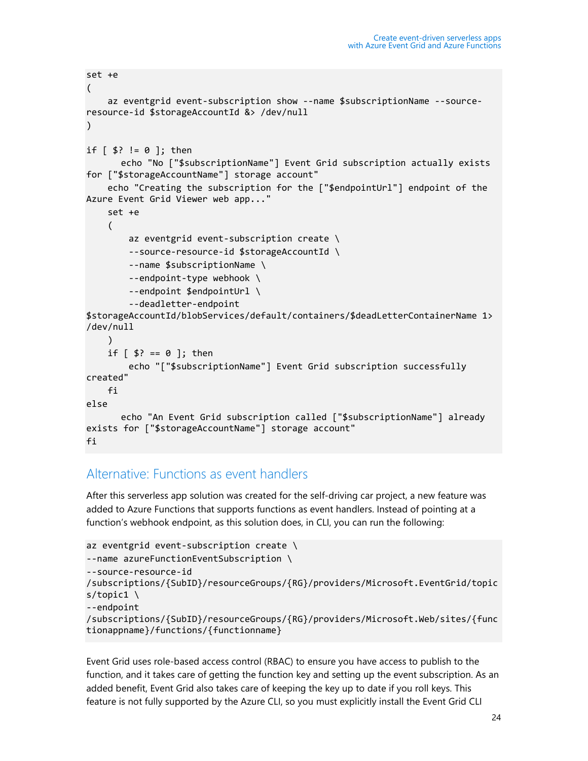```
set +e
(
    az eventgrid event-subscription show --name $subscriptionName --source-resource-id $storageAccountId &> /dev/null
)

if [ $? != 0 ]; then
      echo "No ["$subscriptionName"] Event Grid subscription actually exists for ["$storageAccountName"] storage account"
    echo "Creating the subscription for the ["$endpointUrl"] endpoint of the Azure Event Grid Viewer web app..."
    set +e
    (
        az eventgrid event-subscription create \
        --source-resource-id $storageAccountId \
        --name $subscriptionName \
        --endpoint-type webhook \
        --endpoint $endpointUrl \
        --deadletter-endpoint $storageAccountId/blobServices/default/containers/$deadLetterContainerName 1> /dev/null
    )
    if [ $? == 0 ]; then
        echo "["$subscriptionName"] Event Grid subscription successfully created"
    fi
else
      echo "An Event Grid subscription called ["$subscriptionName"] already exists for ["$storageAccountName"] storage account"
fi
```

## Alternative: Functions as event handlers

After this serverless app solution was created for the self-driving car project, a new feature was added to Azure Functions that supports functions as event handlers. Instead of pointing at a function's webhook endpoint, as this solution does, in CLI, you can run the following:

```
az eventgrid event-subscription create \
--name azureFunctionEventSubscription \
--source-resource-id /subscriptions/{SubID}/resourceGroups/{RG}/providers/Microsoft.EventGrid/topics/topic1 \
--endpoint /subscriptions/{SubID}/resourceGroups/{RG}/providers/Microsoft.Web/sites/{functionappname}/functions/{functionname}
```

Event Grid uses role-based access control (RBAC) to ensure you have access to publish to the function, and it takes care of getting the function key and setting up the event subscription. As an added benefit, Event Grid also takes care of keeping the key up to date if you roll keys. This feature is not fully supported by the Azure CLI, so you must explicitly install the Event Grid CLI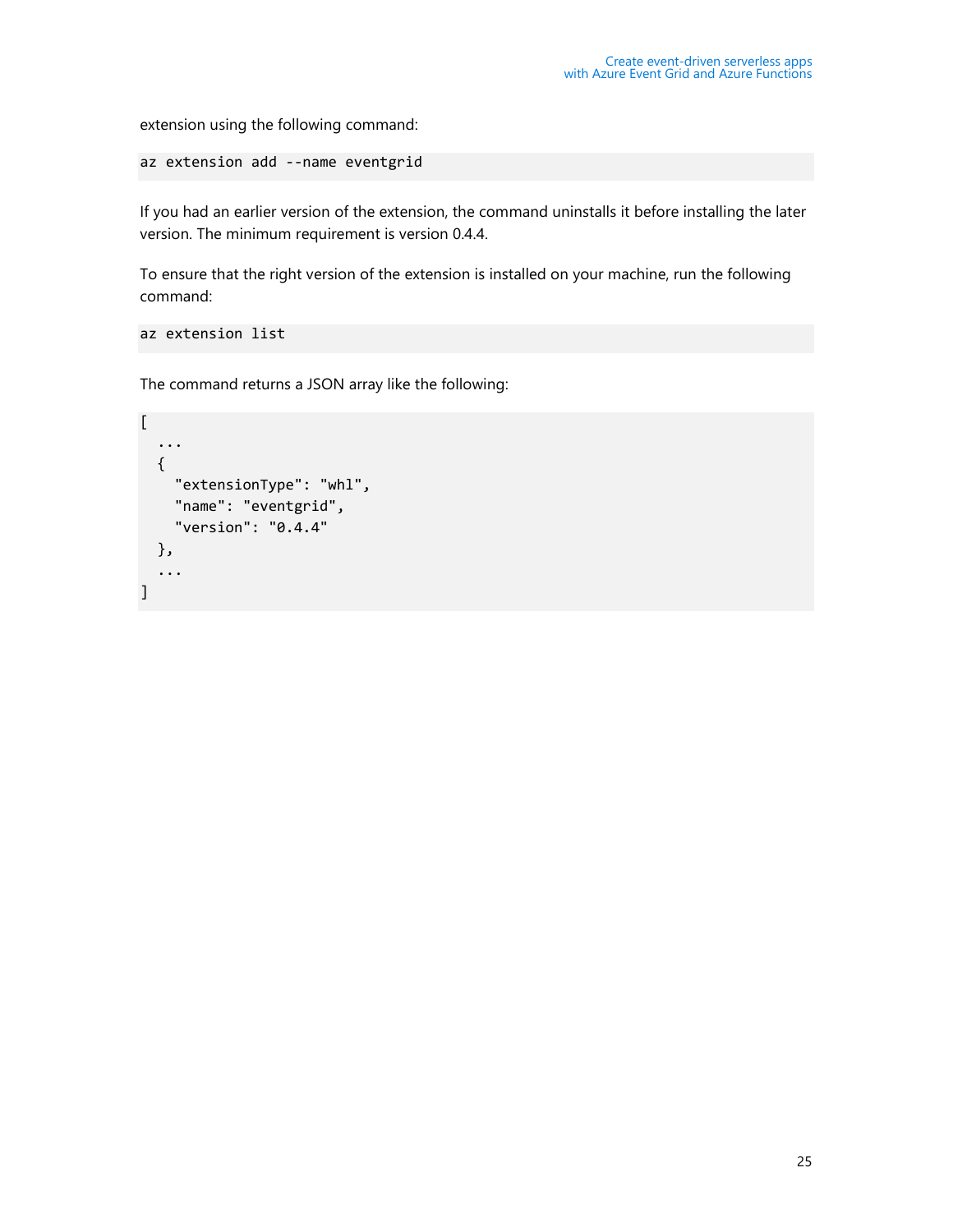extension using the following command:

```
az extension add --name eventgrid
```

If you had an earlier version of the extension, the command uninstalls it before installing the later version. The minimum requirement is version 0.4.4.

To ensure that the right version of the extension is installed on your machine, run the following command:

```
az extension list
```

The command returns a JSON array like the following:

```
[
  ...
  {
    "extensionType": "whl",
    "name": "eventgrid",
    "version": "0.4.4"
  },
  ...
]
```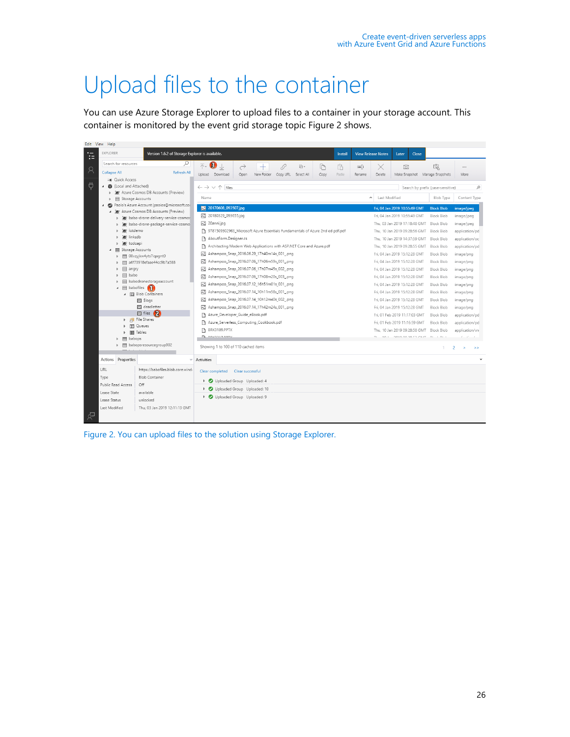# Upload files to the container

You can use Azure Storage Explorer to upload files to a container in your storage account. This container is monitored by the event grid storage topic Figure 2 shows.

Figure 2. You can upload files to the solution using Storage Explorer.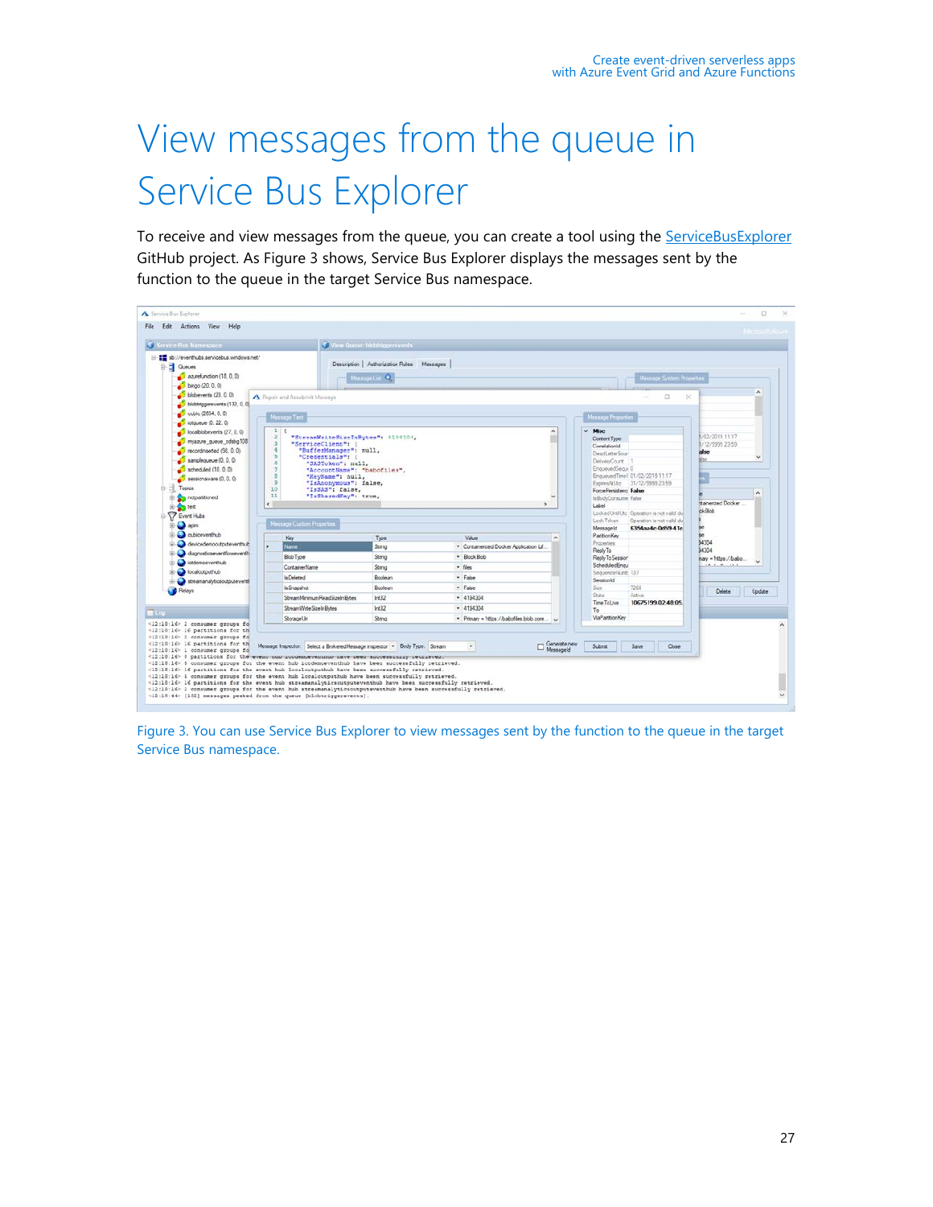# View messages from the queue in Service Bus Explorer

To receive and view messages from the queue, you can create a tool using the [ServiceBusExplorer](#) GitHub project. As Figure 3 shows, Service Bus Explorer displays the messages sent by the function to the queue in the target Service Bus namespace.

Figure 3. You can use Service Bus Explorer to view messages sent by the function to the queue in the target Service Bus namespace.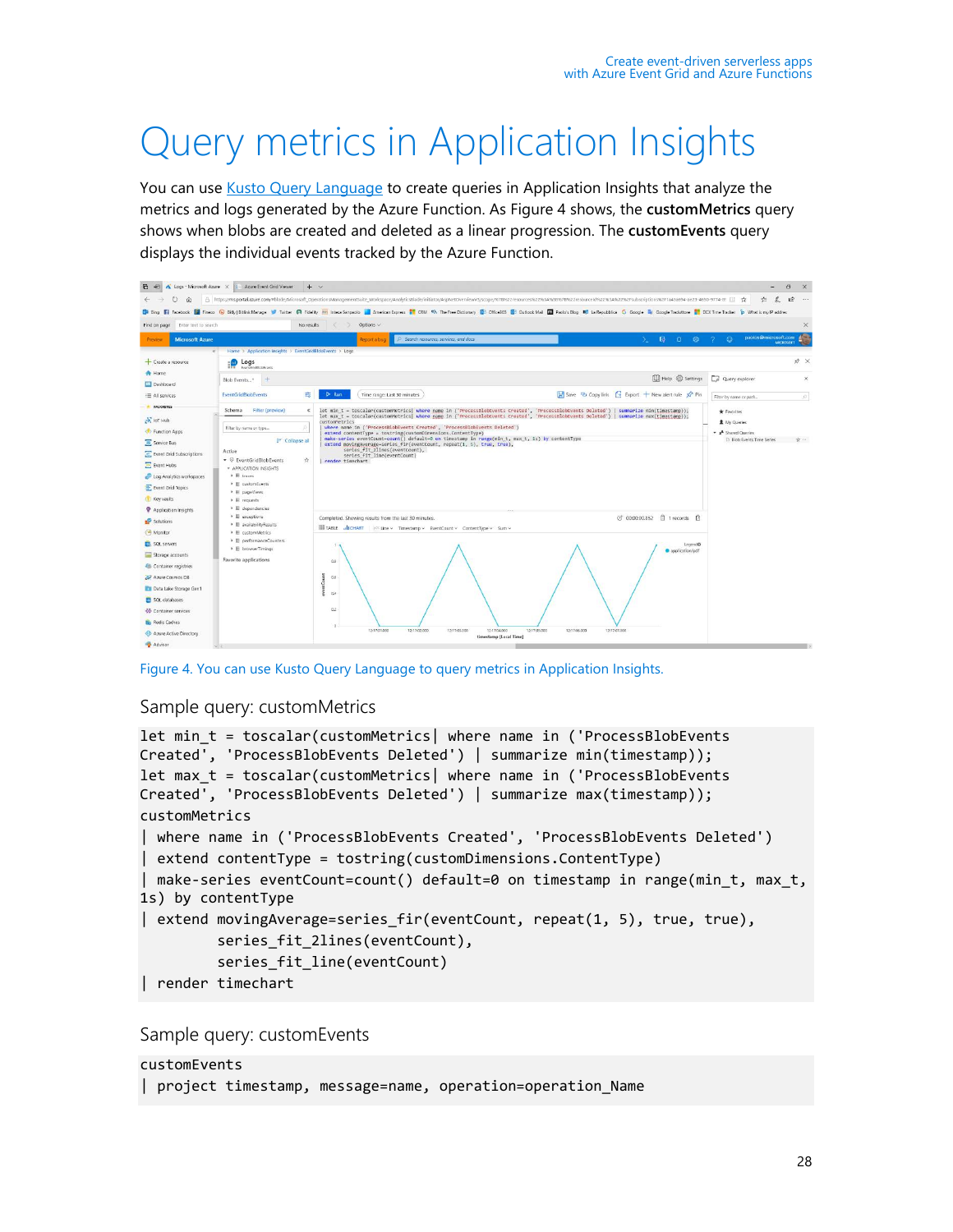# Query metrics in Application Insights

You can use Kusto Query Language to create queries in Application Insights that analyze the metrics and logs generated by the Azure Function. As Figure 4 shows, the **customMetrics** query shows when blobs are created and deleted as a linear progression. The **customEvents** query displays the individual events tracked by the Azure Function.

Figure 4. You can use Kusto Query Language to query metrics in Application Insights.

## Sample query: customMetrics

```
let min_t = toscalar(customMetrics| where name in ('ProcessBlobEvents
Created', 'ProcessBlobEvents Deleted') | summarize min(timestamp));
let max_t = toscalar(customMetrics| where name in ('ProcessBlobEvents
Created', 'ProcessBlobEvents Deleted') | summarize max(timestamp));
customMetrics
| where name in ('ProcessBlobEvents Created', 'ProcessBlobEvents Deleted')
| extend contentType = tostring(customDimensions.ContentType)
| make-series eventCount=count() default=0 on timestamp in range(min_t, max_t,
1s) by contentType
| extend movingAverage=series_fir(eventCount, repeat(1, 5), true, true),
        series_fit_2lines(eventCount),
        series_fit_line(eventCount)
| render timechart
```

## Sample query: customEvents

```
customEvents
| project timestamp, message=name, operation=operation_Name
```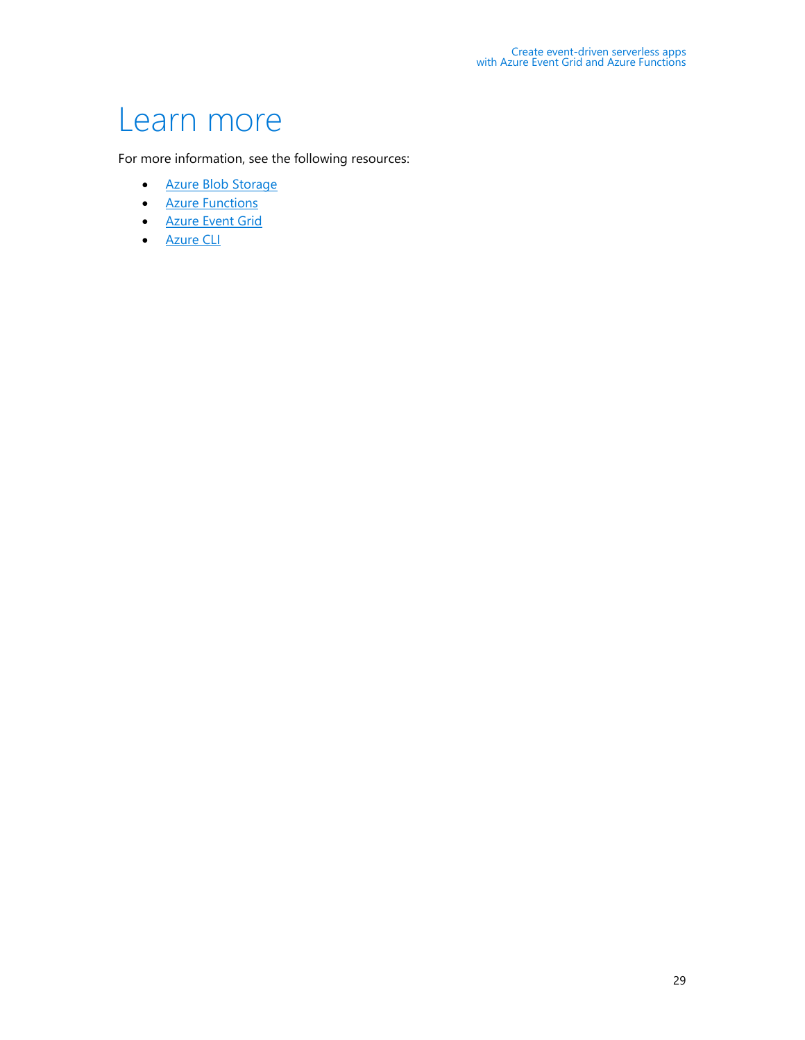# Learn more

For more information, see the following resources:

- Azure Blob Storage
- Azure Functions
- Azure Event Grid
- Azure CLI